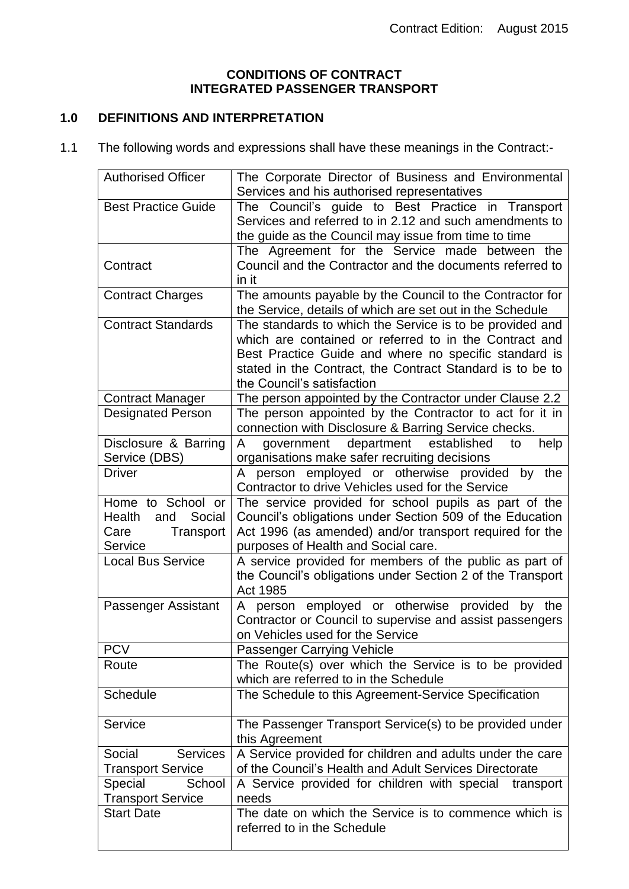Contract Edition: August 2015

**CONDITIONS OF CONTRACT**
**INTEGRATED PASSENGER TRANSPORT**

## 1.0 DEFINITIONS AND INTERPRETATION

1.1 The following words and expressions shall have these meanings in the Contract:-

| | |
|---|---|
| Authorised Officer | The Corporate Director of Business and Environmental Services and his authorised representatives |
| Best Practice Guide | The Council's guide to Best Practice in Transport Services and referred to in 2.12 and such amendments to the guide as the Council may issue from time to time |
| Contract | The Agreement for the Service made between the Council and the Contractor and the documents referred to in it |
| Contract Charges | The amounts payable by the Council to the Contractor for the Service, details of which are set out in the Schedule |
| Contract Standards | The standards to which the Service is to be provided and which are contained or referred to in the Contract and Best Practice Guide and where no specific standard is stated in the Contract, the Contract Standard is to be to the Council's satisfaction |
| Contract Manager | The person appointed by the Contractor under Clause 2.2 |
| Designated Person | The person appointed by the Contractor to act for it in connection with Disclosure & Barring Service checks. |
| Disclosure & Barring Service (DBS) | A government department established to help organisations make safer recruiting decisions |
| Driver | A person employed or otherwise provided by the Contractor to drive Vehicles used for the Service |
| Home to School or Health and Social Care Transport Service | The service provided for school pupils as part of the Council's obligations under Section 509 of the Education Act 1996 (as amended) and/or transport required for the purposes of Health and Social care. |
| Local Bus Service | A service provided for members of the public as part of the Council's obligations under Section 2 of the Transport Act 1985 |
| Passenger Assistant | A person employed or otherwise provided by the Contractor or Council to supervise and assist passengers on Vehicles used for the Service |
| PCV | Passenger Carrying Vehicle |
| Route | The Route(s) over which the Service is to be provided which are referred to in the Schedule |
| Schedule | The Schedule to this Agreement-Service Specification |
| Service | The Passenger Transport Service(s) to be provided under this Agreement |
| Social Services Transport Service | A Service provided for children and adults under the care of the Council's Health and Adult Services Directorate |
| Special School Transport Service | A Service provided for children with special transport needs |
| Start Date | The date on which the Service is to commence which is referred to in the Schedule |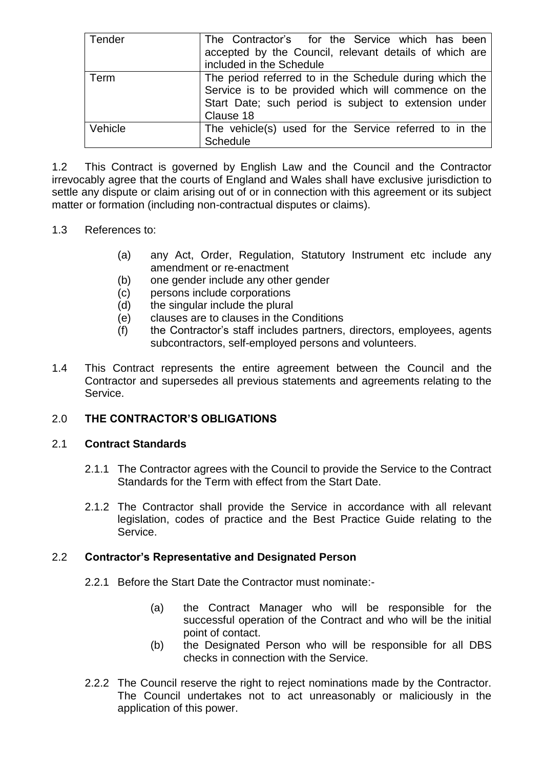| Tender | The Contractor's for the Service which has been accepted by the Council, relevant details of which are included in the Schedule |
|---|---|
| Term | The period referred to in the Schedule during which the Service is to be provided which will commence on the Start Date; such period is subject to extension under Clause 18 |
| Vehicle | The vehicle(s) used for the Service referred to in the Schedule |

1.2 This Contract is governed by English Law and the Council and the Contractor irrevocably agree that the courts of England and Wales shall have exclusive jurisdiction to settle any dispute or claim arising out of or in connection with this agreement or its subject matter or formation (including non-contractual disputes or claims).

1.3 References to:

- (a) any Act, Order, Regulation, Statutory Instrument etc include any amendment or re-enactment
- (b) one gender include any other gender
- (c) persons include corporations
- (d) the singular include the plural
- (e) clauses are to clauses in the Conditions
- (f) the Contractor's staff includes partners, directors, employees, agents subcontractors, self-employed persons and volunteers.

1.4 This Contract represents the entire agreement between the Council and the Contractor and supersedes all previous statements and agreements relating to the Service.

## 2.0 THE CONTRACTOR'S OBLIGATIONS

### 2.1 Contract Standards

2.1.1 The Contractor agrees with the Council to provide the Service to the Contract Standards for the Term with effect from the Start Date.

2.1.2 The Contractor shall provide the Service in accordance with all relevant legislation, codes of practice and the Best Practice Guide relating to the Service.

### 2.2 Contractor's Representative and Designated Person

2.2.1 Before the Start Date the Contractor must nominate:-

- (a) the Contract Manager who will be responsible for the successful operation of the Contract and who will be the initial point of contact.
- (b) the Designated Person who will be responsible for all DBS checks in connection with the Service.

2.2.2 The Council reserve the right to reject nominations made by the Contractor. The Council undertakes not to act unreasonably or maliciously in the application of this power.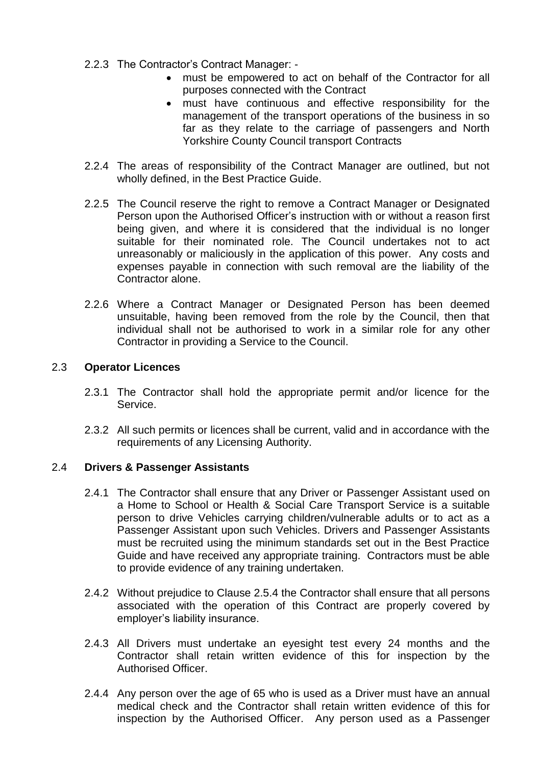2.2.3 The Contractor's Contract Manager: -

- must be empowered to act on behalf of the Contractor for all purposes connected with the Contract
- must have continuous and effective responsibility for the management of the transport operations of the business in so far as they relate to the carriage of passengers and North Yorkshire County Council transport Contracts

2.2.4 The areas of responsibility of the Contract Manager are outlined, but not wholly defined, in the Best Practice Guide.

2.2.5 The Council reserve the right to remove a Contract Manager or Designated Person upon the Authorised Officer's instruction with or without a reason first being given, and where it is considered that the individual is no longer suitable for their nominated role. The Council undertakes not to act unreasonably or maliciously in the application of this power. Any costs and expenses payable in connection with such removal are the liability of the Contractor alone.

2.2.6 Where a Contract Manager or Designated Person has been deemed unsuitable, having been removed from the role by the Council, then that individual shall not be authorised to work in a similar role for any other Contractor in providing a Service to the Council.

## 2.3 **Operator Licences**

2.3.1 The Contractor shall hold the appropriate permit and/or licence for the Service.

2.3.2 All such permits or licences shall be current, valid and in accordance with the requirements of any Licensing Authority.

## 2.4 **Drivers & Passenger Assistants**

2.4.1 The Contractor shall ensure that any Driver or Passenger Assistant used on a Home to School or Health & Social Care Transport Service is a suitable person to drive Vehicles carrying children/vulnerable adults or to act as a Passenger Assistant upon such Vehicles. Drivers and Passenger Assistants must be recruited using the minimum standards set out in the Best Practice Guide and have received any appropriate training. Contractors must be able to provide evidence of any training undertaken.

2.4.2 Without prejudice to Clause 2.5.4 the Contractor shall ensure that all persons associated with the operation of this Contract are properly covered by employer's liability insurance.

2.4.3 All Drivers must undertake an eyesight test every 24 months and the Contractor shall retain written evidence of this for inspection by the Authorised Officer.

2.4.4 Any person over the age of 65 who is used as a Driver must have an annual medical check and the Contractor shall retain written evidence of this for inspection by the Authorised Officer. Any person used as a Passenger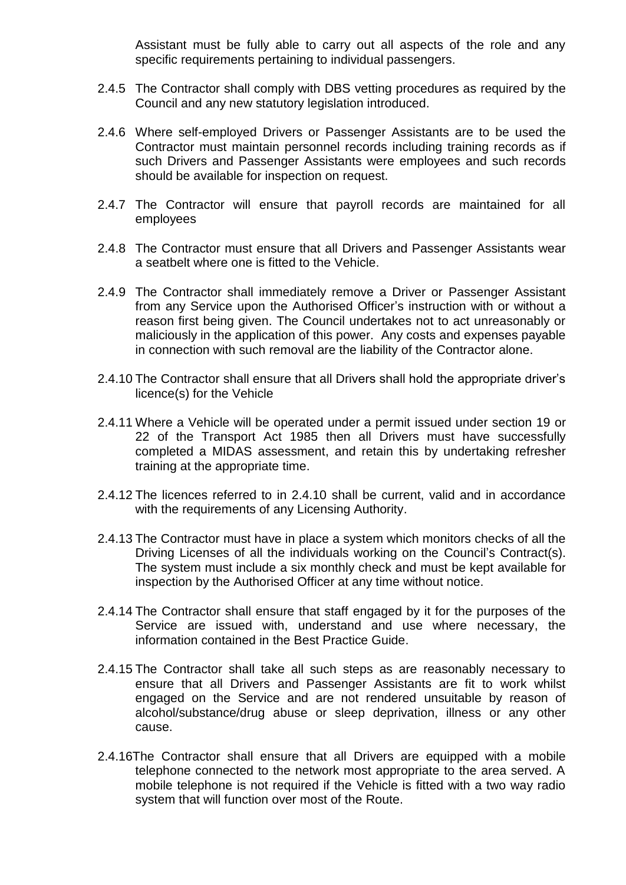Assistant must be fully able to carry out all aspects of the role and any specific requirements pertaining to individual passengers.

2.4.5 The Contractor shall comply with DBS vetting procedures as required by the Council and any new statutory legislation introduced.

2.4.6 Where self-employed Drivers or Passenger Assistants are to be used the Contractor must maintain personnel records including training records as if such Drivers and Passenger Assistants were employees and such records should be available for inspection on request.

2.4.7 The Contractor will ensure that payroll records are maintained for all employees

2.4.8 The Contractor must ensure that all Drivers and Passenger Assistants wear a seatbelt where one is fitted to the Vehicle.

2.4.9 The Contractor shall immediately remove a Driver or Passenger Assistant from any Service upon the Authorised Officer's instruction with or without a reason first being given. The Council undertakes not to act unreasonably or maliciously in the application of this power. Any costs and expenses payable in connection with such removal are the liability of the Contractor alone.

2.4.10 The Contractor shall ensure that all Drivers shall hold the appropriate driver's licence(s) for the Vehicle

2.4.11 Where a Vehicle will be operated under a permit issued under section 19 or 22 of the Transport Act 1985 then all Drivers must have successfully completed a MIDAS assessment, and retain this by undertaking refresher training at the appropriate time.

2.4.12 The licences referred to in 2.4.10 shall be current, valid and in accordance with the requirements of any Licensing Authority.

2.4.13 The Contractor must have in place a system which monitors checks of all the Driving Licenses of all the individuals working on the Council's Contract(s). The system must include a six monthly check and must be kept available for inspection by the Authorised Officer at any time without notice.

2.4.14 The Contractor shall ensure that staff engaged by it for the purposes of the Service are issued with, understand and use where necessary, the information contained in the Best Practice Guide.

2.4.15 The Contractor shall take all such steps as are reasonably necessary to ensure that all Drivers and Passenger Assistants are fit to work whilst engaged on the Service and are not rendered unsuitable by reason of alcohol/substance/drug abuse or sleep deprivation, illness or any other cause.

2.4.16 The Contractor shall ensure that all Drivers are equipped with a mobile telephone connected to the network most appropriate to the area served. A mobile telephone is not required if the Vehicle is fitted with a two way radio system that will function over most of the Route.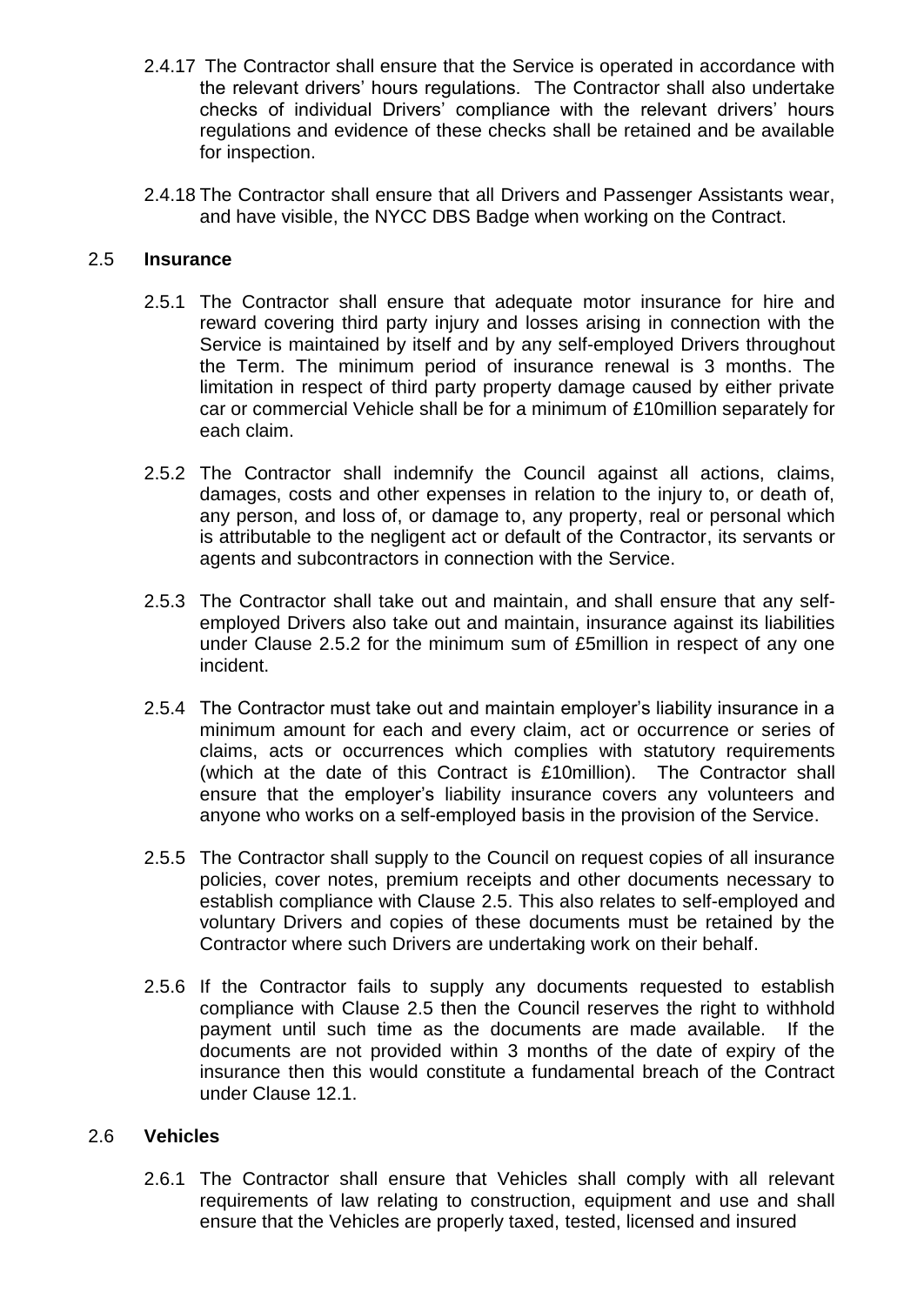2.4.17 The Contractor shall ensure that the Service is operated in accordance with the relevant drivers' hours regulations. The Contractor shall also undertake checks of individual Drivers' compliance with the relevant drivers' hours regulations and evidence of these checks shall be retained and be available for inspection.

2.4.18 The Contractor shall ensure that all Drivers and Passenger Assistants wear, and have visible, the NYCC DBS Badge when working on the Contract.

## 2.5 **Insurance**

2.5.1 The Contractor shall ensure that adequate motor insurance for hire and reward covering third party injury and losses arising in connection with the Service is maintained by itself and by any self-employed Drivers throughout the Term. The minimum period of insurance renewal is 3 months. The limitation in respect of third party property damage caused by either private car or commercial Vehicle shall be for a minimum of £10million separately for each claim.

2.5.2 The Contractor shall indemnify the Council against all actions, claims, damages, costs and other expenses in relation to the injury to, or death of, any person, and loss of, or damage to, any property, real or personal which is attributable to the negligent act or default of the Contractor, its servants or agents and subcontractors in connection with the Service.

2.5.3 The Contractor shall take out and maintain, and shall ensure that any self-employed Drivers also take out and maintain, insurance against its liabilities under Clause 2.5.2 for the minimum sum of £5million in respect of any one incident.

2.5.4 The Contractor must take out and maintain employer's liability insurance in a minimum amount for each and every claim, act or occurrence or series of claims, acts or occurrences which complies with statutory requirements (which at the date of this Contract is £10million). The Contractor shall ensure that the employer's liability insurance covers any volunteers and anyone who works on a self-employed basis in the provision of the Service.

2.5.5 The Contractor shall supply to the Council on request copies of all insurance policies, cover notes, premium receipts and other documents necessary to establish compliance with Clause 2.5. This also relates to self-employed and voluntary Drivers and copies of these documents must be retained by the Contractor where such Drivers are undertaking work on their behalf.

2.5.6 If the Contractor fails to supply any documents requested to establish compliance with Clause 2.5 then the Council reserves the right to withhold payment until such time as the documents are made available. If the documents are not provided within 3 months of the date of expiry of the insurance then this would constitute a fundamental breach of the Contract under Clause 12.1.

## 2.6 **Vehicles**

2.6.1 The Contractor shall ensure that Vehicles shall comply with all relevant requirements of law relating to construction, equipment and use and shall ensure that the Vehicles are properly taxed, tested, licensed and insured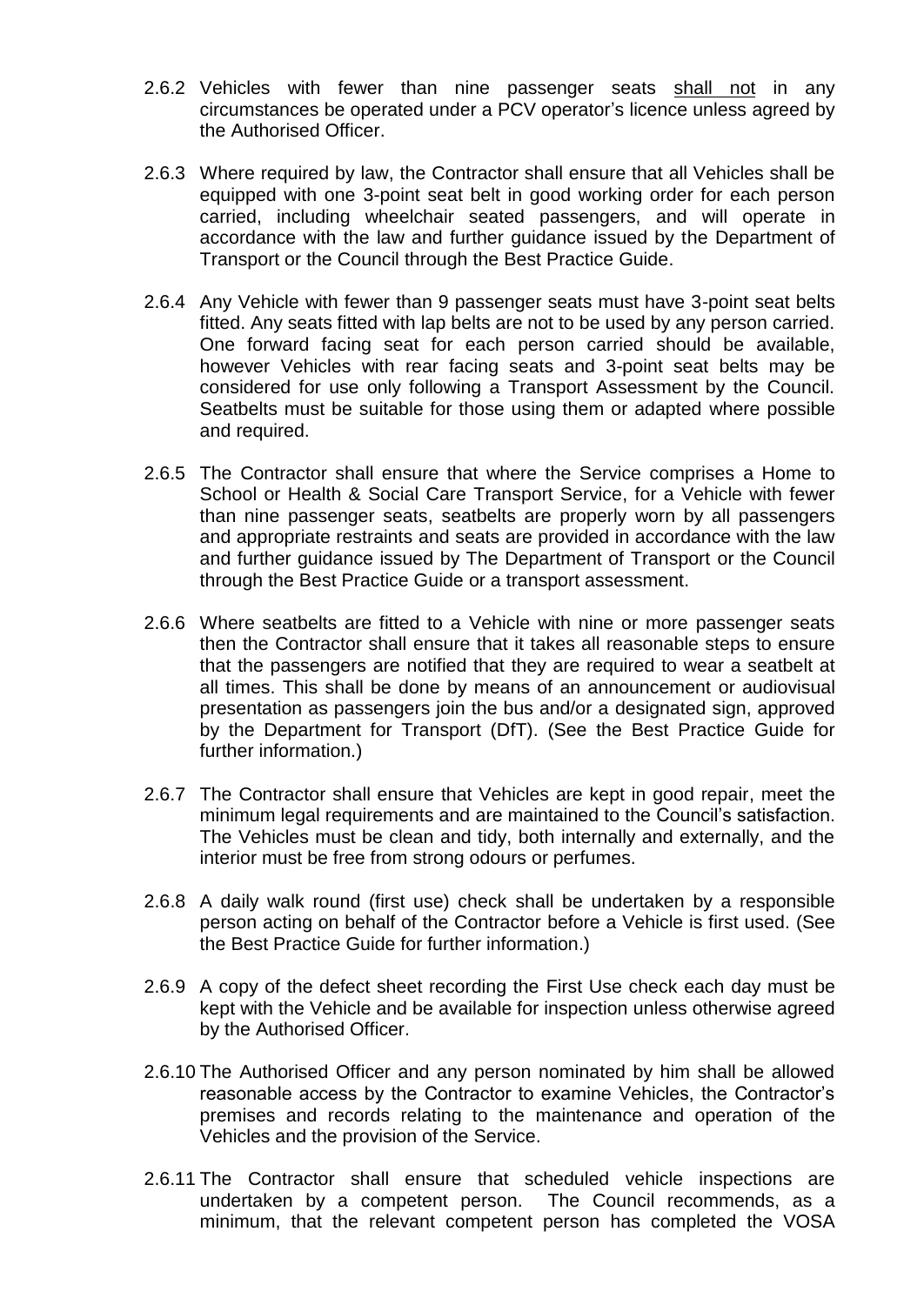2.6.2 Vehicles with fewer than nine passenger seats <u>shall not</u> in any circumstances be operated under a PCV operator's licence unless agreed by the Authorised Officer.

2.6.3 Where required by law, the Contractor shall ensure that all Vehicles shall be equipped with one 3-point seat belt in good working order for each person carried, including wheelchair seated passengers, and will operate in accordance with the law and further guidance issued by the Department of Transport or the Council through the Best Practice Guide.

2.6.4 Any Vehicle with fewer than 9 passenger seats must have 3-point seat belts fitted. Any seats fitted with lap belts are not to be used by any person carried. One forward facing seat for each person carried should be available, however Vehicles with rear facing seats and 3-point seat belts may be considered for use only following a Transport Assessment by the Council. Seatbelts must be suitable for those using them or adapted where possible and required.

2.6.5 The Contractor shall ensure that where the Service comprises a Home to School or Health & Social Care Transport Service, for a Vehicle with fewer than nine passenger seats, seatbelts are properly worn by all passengers and appropriate restraints and seats are provided in accordance with the law and further guidance issued by The Department of Transport or the Council through the Best Practice Guide or a transport assessment.

2.6.6 Where seatbelts are fitted to a Vehicle with nine or more passenger seats then the Contractor shall ensure that it takes all reasonable steps to ensure that the passengers are notified that they are required to wear a seatbelt at all times. This shall be done by means of an announcement or audiovisual presentation as passengers join the bus and/or a designated sign, approved by the Department for Transport (DfT). (See the Best Practice Guide for further information.)

2.6.7 The Contractor shall ensure that Vehicles are kept in good repair, meet the minimum legal requirements and are maintained to the Council's satisfaction. The Vehicles must be clean and tidy, both internally and externally, and the interior must be free from strong odours or perfumes.

2.6.8 A daily walk round (first use) check shall be undertaken by a responsible person acting on behalf of the Contractor before a Vehicle is first used. (See the Best Practice Guide for further information.)

2.6.9 A copy of the defect sheet recording the First Use check each day must be kept with the Vehicle and be available for inspection unless otherwise agreed by the Authorised Officer.

2.6.10 The Authorised Officer and any person nominated by him shall be allowed reasonable access by the Contractor to examine Vehicles, the Contractor's premises and records relating to the maintenance and operation of the Vehicles and the provision of the Service.

2.6.11 The Contractor shall ensure that scheduled vehicle inspections are undertaken by a competent person. The Council recommends, as a minimum, that the relevant competent person has completed the VOSA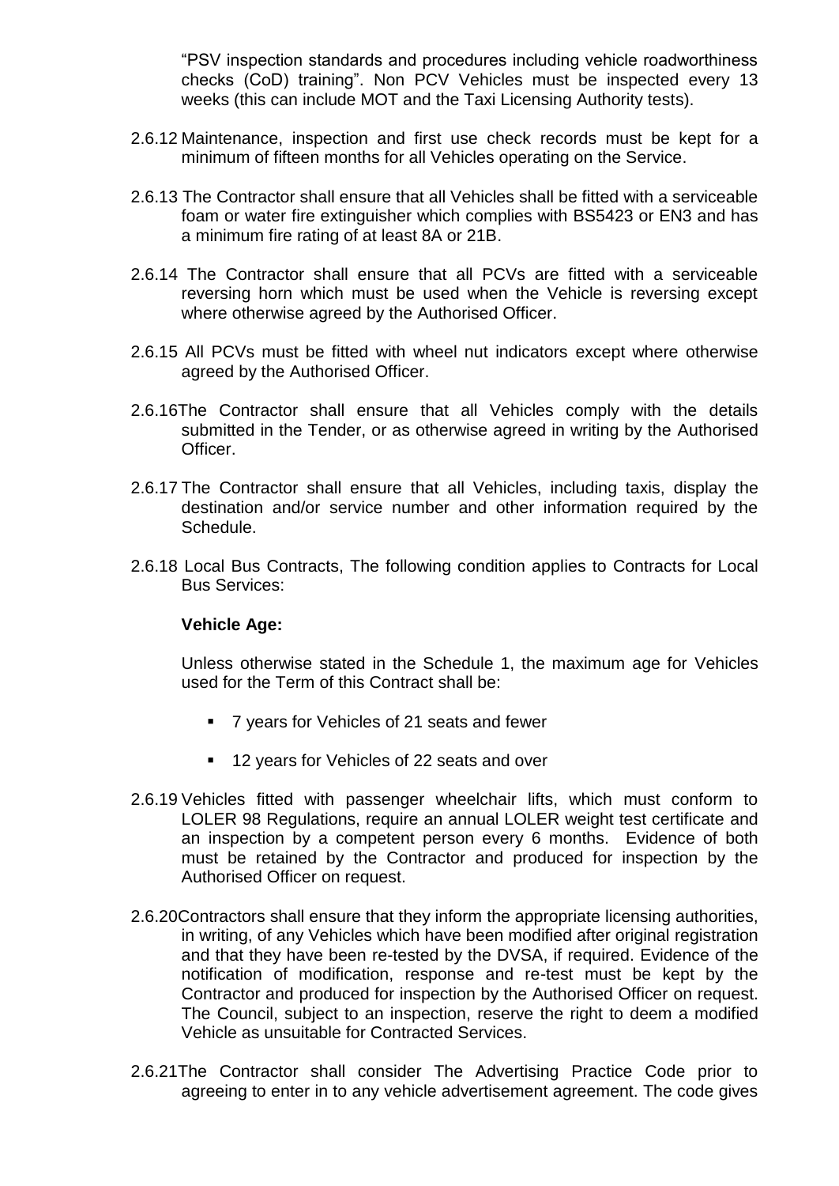"PSV inspection standards and procedures including vehicle roadworthiness checks (CoD) training". Non PCV Vehicles must be inspected every 13 weeks (this can include MOT and the Taxi Licensing Authority tests).

2.6.12 Maintenance, inspection and first use check records must be kept for a minimum of fifteen months for all Vehicles operating on the Service.

2.6.13 The Contractor shall ensure that all Vehicles shall be fitted with a serviceable foam or water fire extinguisher which complies with BS5423 or EN3 and has a minimum fire rating of at least 8A or 21B.

2.6.14 The Contractor shall ensure that all PCVs are fitted with a serviceable reversing horn which must be used when the Vehicle is reversing except where otherwise agreed by the Authorised Officer.

2.6.15 All PCVs must be fitted with wheel nut indicators except where otherwise agreed by the Authorised Officer.

2.6.16 The Contractor shall ensure that all Vehicles comply with the details submitted in the Tender, or as otherwise agreed in writing by the Authorised Officer.

2.6.17 The Contractor shall ensure that all Vehicles, including taxis, display the destination and/or service number and other information required by the Schedule.

2.6.18 Local Bus Contracts, The following condition applies to Contracts for Local Bus Services:

**Vehicle Age:**

Unless otherwise stated in the Schedule 1, the maximum age for Vehicles used for the Term of this Contract shall be:

- 7 years for Vehicles of 21 seats and fewer
- 12 years for Vehicles of 22 seats and over

2.6.19 Vehicles fitted with passenger wheelchair lifts, which must conform to LOLER 98 Regulations, require an annual LOLER weight test certificate and an inspection by a competent person every 6 months. Evidence of both must be retained by the Contractor and produced for inspection by the Authorised Officer on request.

2.6.20 Contractors shall ensure that they inform the appropriate licensing authorities, in writing, of any Vehicles which have been modified after original registration and that they have been re-tested by the DVSA, if required. Evidence of the notification of modification, response and re-test must be kept by the Contractor and produced for inspection by the Authorised Officer on request. The Council, subject to an inspection, reserve the right to deem a modified Vehicle as unsuitable for Contracted Services.

2.6.21 The Contractor shall consider The Advertising Practice Code prior to agreeing to enter in to any vehicle advertisement agreement. The code gives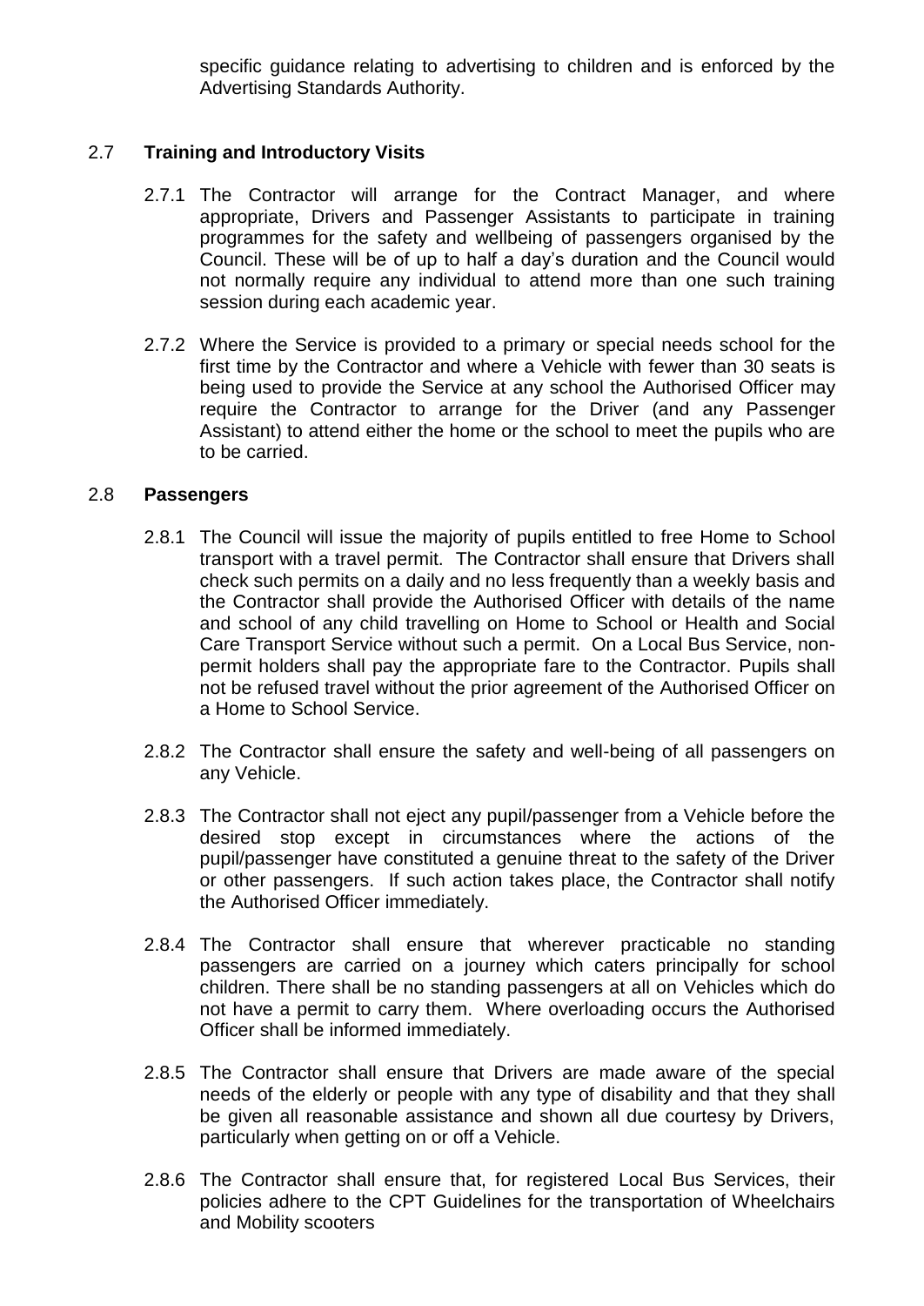specific guidance relating to advertising to children and is enforced by the Advertising Standards Authority.

## 2.7 **Training and Introductory Visits**

2.7.1 The Contractor will arrange for the Contract Manager, and where appropriate, Drivers and Passenger Assistants to participate in training programmes for the safety and wellbeing of passengers organised by the Council. These will be of up to half a day's duration and the Council would not normally require any individual to attend more than one such training session during each academic year.

2.7.2 Where the Service is provided to a primary or special needs school for the first time by the Contractor and where a Vehicle with fewer than 30 seats is being used to provide the Service at any school the Authorised Officer may require the Contractor to arrange for the Driver (and any Passenger Assistant) to attend either the home or the school to meet the pupils who are to be carried.

## 2.8 **Passengers**

2.8.1 The Council will issue the majority of pupils entitled to free Home to School transport with a travel permit. The Contractor shall ensure that Drivers shall check such permits on a daily and no less frequently than a weekly basis and the Contractor shall provide the Authorised Officer with details of the name and school of any child travelling on Home to School or Health and Social Care Transport Service without such a permit. On a Local Bus Service, non-permit holders shall pay the appropriate fare to the Contractor. Pupils shall not be refused travel without the prior agreement of the Authorised Officer on a Home to School Service.

2.8.2 The Contractor shall ensure the safety and well-being of all passengers on any Vehicle.

2.8.3 The Contractor shall not eject any pupil/passenger from a Vehicle before the desired stop except in circumstances where the actions of the pupil/passenger have constituted a genuine threat to the safety of the Driver or other passengers. If such action takes place, the Contractor shall notify the Authorised Officer immediately.

2.8.4 The Contractor shall ensure that wherever practicable no standing passengers are carried on a journey which caters principally for school children. There shall be no standing passengers at all on Vehicles which do not have a permit to carry them. Where overloading occurs the Authorised Officer shall be informed immediately.

2.8.5 The Contractor shall ensure that Drivers are made aware of the special needs of the elderly or people with any type of disability and that they shall be given all reasonable assistance and shown all due courtesy by Drivers, particularly when getting on or off a Vehicle.

2.8.6 The Contractor shall ensure that, for registered Local Bus Services, their policies adhere to the CPT Guidelines for the transportation of Wheelchairs and Mobility scooters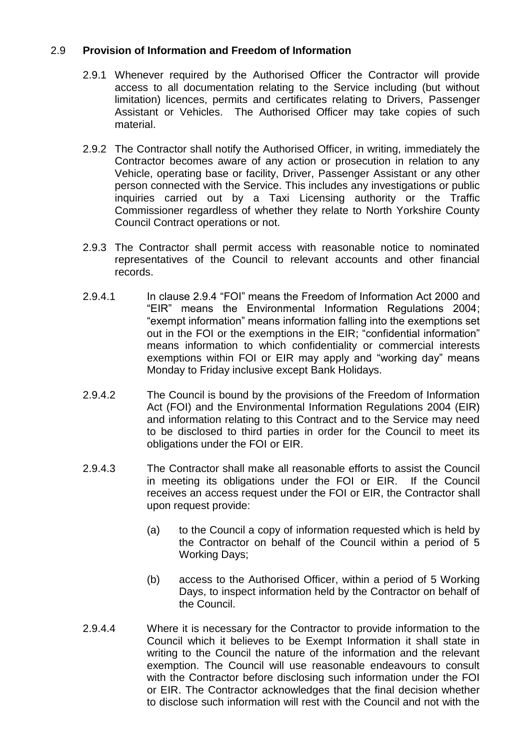## 2.9 **Provision of Information and Freedom of Information**

2.9.1 Whenever required by the Authorised Officer the Contractor will provide access to all documentation relating to the Service including (but without limitation) licences, permits and certificates relating to Drivers, Passenger Assistant or Vehicles. The Authorised Officer may take copies of such material.

2.9.2 The Contractor shall notify the Authorised Officer, in writing, immediately the Contractor becomes aware of any action or prosecution in relation to any Vehicle, operating base or facility, Driver, Passenger Assistant or any other person connected with the Service. This includes any investigations or public inquiries carried out by a Taxi Licensing authority or the Traffic Commissioner regardless of whether they relate to North Yorkshire County Council Contract operations or not.

2.9.3 The Contractor shall permit access with reasonable notice to nominated representatives of the Council to relevant accounts and other financial records.

2.9.4.1 In clause 2.9.4 "FOI" means the Freedom of Information Act 2000 and "EIR" means the Environmental Information Regulations 2004; "exempt information" means information falling into the exemptions set out in the FOI or the exemptions in the EIR; "confidential information" means information to which confidentiality or commercial interests exemptions within FOI or EIR may apply and "working day" means Monday to Friday inclusive except Bank Holidays.

2.9.4.2 The Council is bound by the provisions of the Freedom of Information Act (FOI) and the Environmental Information Regulations 2004 (EIR) and information relating to this Contract and to the Service may need to be disclosed to third parties in order for the Council to meet its obligations under the FOI or EIR.

2.9.4.3 The Contractor shall make all reasonable efforts to assist the Council in meeting its obligations under the FOI or EIR. If the Council receives an access request under the FOI or EIR, the Contractor shall upon request provide:

(a) to the Council a copy of information requested which is held by the Contractor on behalf of the Council within a period of 5 Working Days;

(b) access to the Authorised Officer, within a period of 5 Working Days, to inspect information held by the Contractor on behalf of the Council.

2.9.4.4 Where it is necessary for the Contractor to provide information to the Council which it believes to be Exempt Information it shall state in writing to the Council the nature of the information and the relevant exemption. The Council will use reasonable endeavours to consult with the Contractor before disclosing such information under the FOI or EIR. The Contractor acknowledges that the final decision whether to disclose such information will rest with the Council and not with the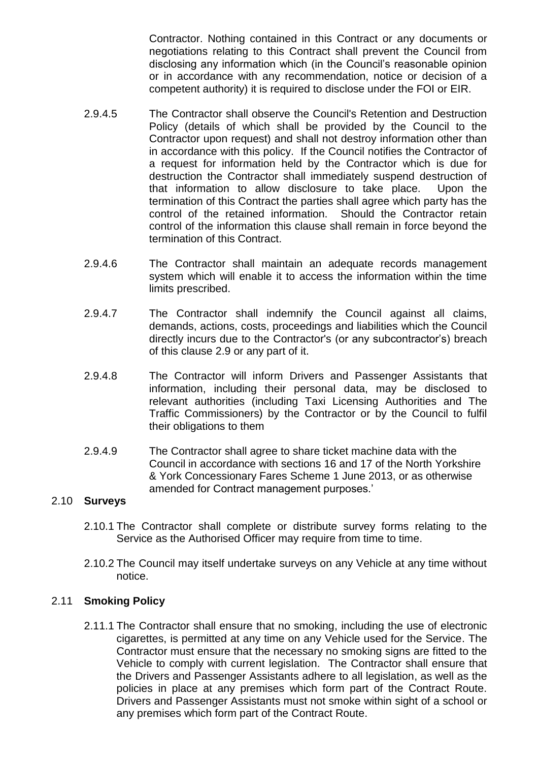Contractor. Nothing contained in this Contract or any documents or negotiations relating to this Contract shall prevent the Council from disclosing any information which (in the Council's reasonable opinion or in accordance with any recommendation, notice or decision of a competent authority) it is required to disclose under the FOI or EIR.

2.9.4.5 The Contractor shall observe the Council's Retention and Destruction Policy (details of which shall be provided by the Council to the Contractor upon request) and shall not destroy information other than in accordance with this policy. If the Council notifies the Contractor of a request for information held by the Contractor which is due for destruction the Contractor shall immediately suspend destruction of that information to allow disclosure to take place. Upon the termination of this Contract the parties shall agree which party has the control of the retained information. Should the Contractor retain control of the information this clause shall remain in force beyond the termination of this Contract.

2.9.4.6 The Contractor shall maintain an adequate records management system which will enable it to access the information within the time limits prescribed.

2.9.4.7 The Contractor shall indemnify the Council against all claims, demands, actions, costs, proceedings and liabilities which the Council directly incurs due to the Contractor's (or any subcontractor's) breach of this clause 2.9 or any part of it.

2.9.4.8 The Contractor will inform Drivers and Passenger Assistants that information, including their personal data, may be disclosed to relevant authorities (including Taxi Licensing Authorities and The Traffic Commissioners) by the Contractor or by the Council to fulfil their obligations to them

2.9.4.9 The Contractor shall agree to share ticket machine data with the Council in accordance with sections 16 and 17 of the North Yorkshire & York Concessionary Fares Scheme 1 June 2013, or as otherwise amended for Contract management purposes.'

## 2.10 Surveys

2.10.1 The Contractor shall complete or distribute survey forms relating to the Service as the Authorised Officer may require from time to time.

2.10.2 The Council may itself undertake surveys on any Vehicle at any time without notice.

## 2.11 Smoking Policy

2.11.1 The Contractor shall ensure that no smoking, including the use of electronic cigarettes, is permitted at any time on any Vehicle used for the Service. The Contractor must ensure that the necessary no smoking signs are fitted to the Vehicle to comply with current legislation. The Contractor shall ensure that the Drivers and Passenger Assistants adhere to all legislation, as well as the policies in place at any premises which form part of the Contract Route. Drivers and Passenger Assistants must not smoke within sight of a school or any premises which form part of the Contract Route.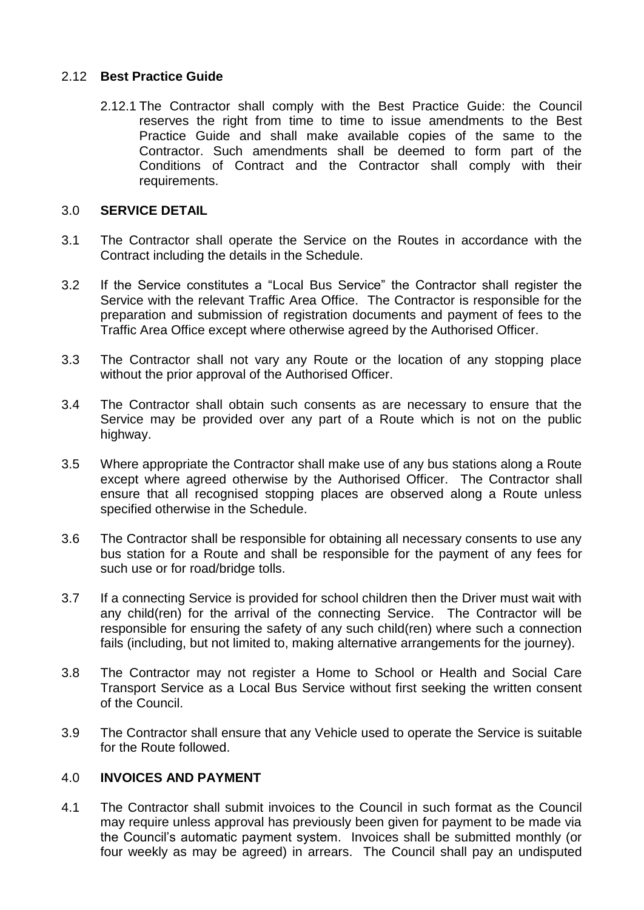### 2.12 **Best Practice Guide**

2.12.1 The Contractor shall comply with the Best Practice Guide: the Council reserves the right from time to time to issue amendments to the Best Practice Guide and shall make available copies of the same to the Contractor. Such amendments shall be deemed to form part of the Conditions of Contract and the Contractor shall comply with their requirements.

## 3.0 **SERVICE DETAIL**

3.1 The Contractor shall operate the Service on the Routes in accordance with the Contract including the details in the Schedule.

3.2 If the Service constitutes a "Local Bus Service" the Contractor shall register the Service with the relevant Traffic Area Office. The Contractor is responsible for the preparation and submission of registration documents and payment of fees to the Traffic Area Office except where otherwise agreed by the Authorised Officer.

3.3 The Contractor shall not vary any Route or the location of any stopping place without the prior approval of the Authorised Officer.

3.4 The Contractor shall obtain such consents as are necessary to ensure that the Service may be provided over any part of a Route which is not on the public highway.

3.5 Where appropriate the Contractor shall make use of any bus stations along a Route except where agreed otherwise by the Authorised Officer. The Contractor shall ensure that all recognised stopping places are observed along a Route unless specified otherwise in the Schedule.

3.6 The Contractor shall be responsible for obtaining all necessary consents to use any bus station for a Route and shall be responsible for the payment of any fees for such use or for road/bridge tolls.

3.7 If a connecting Service is provided for school children then the Driver must wait with any child(ren) for the arrival of the connecting Service. The Contractor will be responsible for ensuring the safety of any such child(ren) where such a connection fails (including, but not limited to, making alternative arrangements for the journey).

3.8 The Contractor may not register a Home to School or Health and Social Care Transport Service as a Local Bus Service without first seeking the written consent of the Council.

3.9 The Contractor shall ensure that any Vehicle used to operate the Service is suitable for the Route followed.

## 4.0 **INVOICES AND PAYMENT**

4.1 The Contractor shall submit invoices to the Council in such format as the Council may require unless approval has previously been given for payment to be made via the Council's automatic payment system. Invoices shall be submitted monthly (or four weekly as may be agreed) in arrears. The Council shall pay an undisputed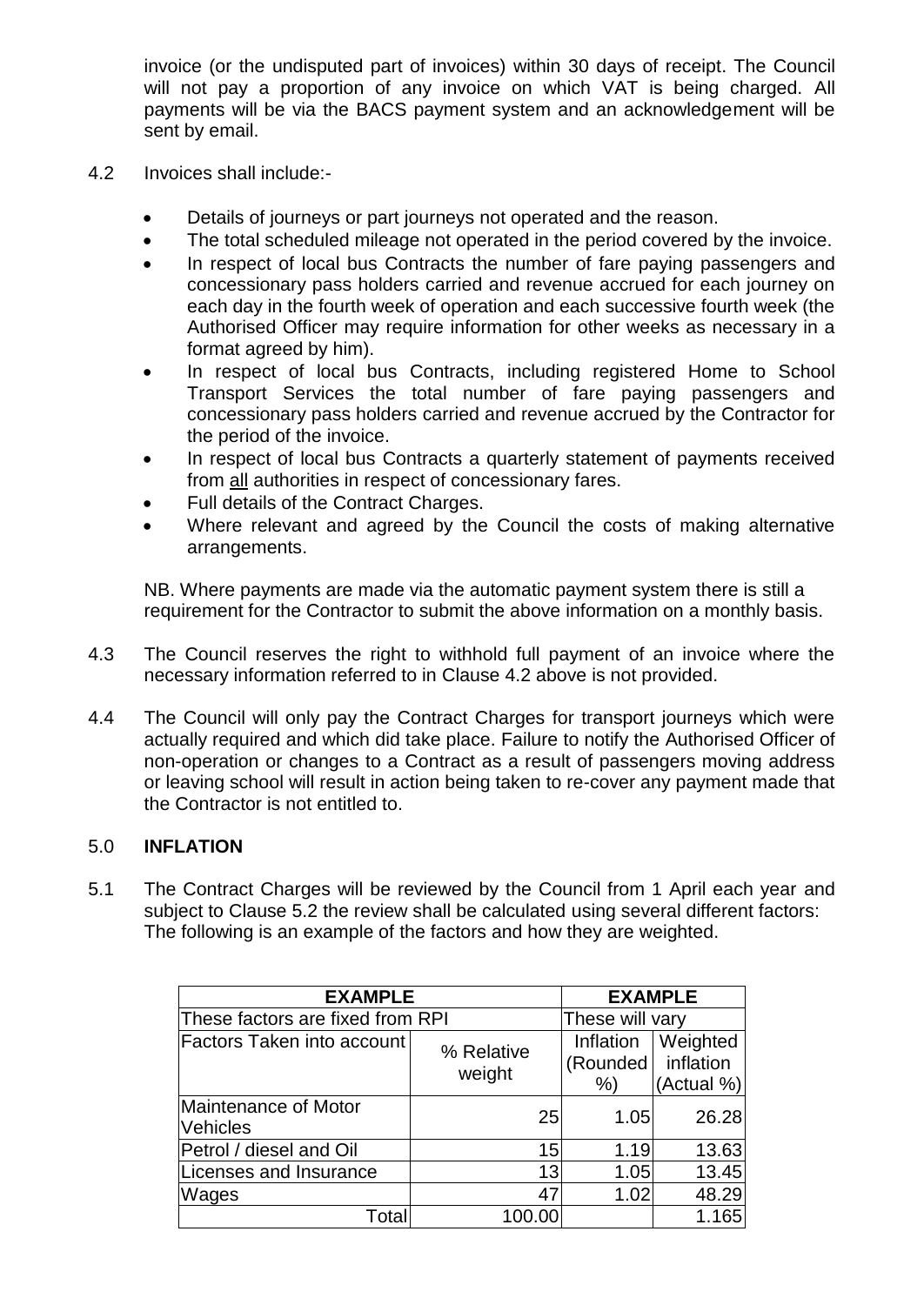invoice (or the undisputed part of invoices) within 30 days of receipt. The Council will not pay a proportion of any invoice on which VAT is being charged. All payments will be via the BACS payment system and an acknowledgement will be sent by email.

4.2 Invoices shall include:-

- Details of journeys or part journeys not operated and the reason.
- The total scheduled mileage not operated in the period covered by the invoice.
- In respect of local bus Contracts the number of fare paying passengers and concessionary pass holders carried and revenue accrued for each journey on each day in the fourth week of operation and each successive fourth week (the Authorised Officer may require information for other weeks as necessary in a format agreed by him).
- In respect of local bus Contracts, including registered Home to School Transport Services the total number of fare paying passengers and concessionary pass holders carried and revenue accrued by the Contractor for the period of the invoice.
- In respect of local bus Contracts a quarterly statement of payments received from all authorities in respect of concessionary fares.
- Full details of the Contract Charges.
- Where relevant and agreed by the Council the costs of making alternative arrangements.

NB. Where payments are made via the automatic payment system there is still a requirement for the Contractor to submit the above information on a monthly basis.

4.3 The Council reserves the right to withhold full payment of an invoice where the necessary information referred to in Clause 4.2 above is not provided.

4.4 The Council will only pay the Contract Charges for transport journeys which were actually required and which did take place. Failure to notify the Authorised Officer of non-operation or changes to a Contract as a result of passengers moving address or leaving school will result in action being taken to re-cover any payment made that the Contractor is not entitled to.

## 5.0 INFLATION

5.1 The Contract Charges will be reviewed by the Council from 1 April each year and subject to Clause 5.2 the review shall be calculated using several different factors: The following is an example of the factors and how they are weighted.

| **EXAMPLE** | | **EXAMPLE** | |
|---|---|---|---|
| These factors are fixed from RPI | | These will vary | |
| Factors Taken into account | % Relative weight | Inflation (Rounded %) | Weighted inflation (Actual %) |
| Maintenance of Motor Vehicles | 25 | 1.05 | 26.28 |
| Petrol / diesel and Oil | 15 | 1.19 | 13.63 |
| Licenses and Insurance | 13 | 1.05 | 13.45 |
| Wages | 47 | 1.02 | 48.29 |
| Total | 100.00 | | 1.165 |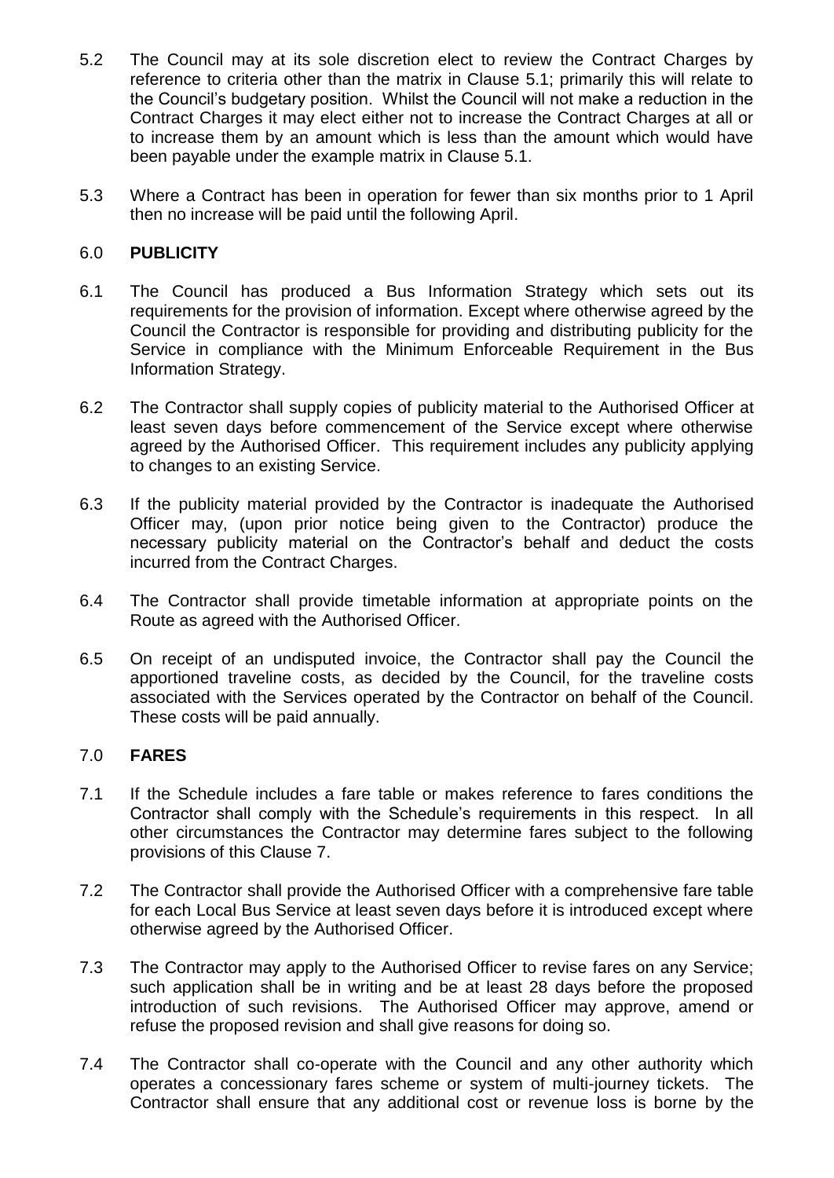5.2 The Council may at its sole discretion elect to review the Contract Charges by reference to criteria other than the matrix in Clause 5.1; primarily this will relate to the Council's budgetary position. Whilst the Council will not make a reduction in the Contract Charges it may elect either not to increase the Contract Charges at all or to increase them by an amount which is less than the amount which would have been payable under the example matrix in Clause 5.1.

5.3 Where a Contract has been in operation for fewer than six months prior to 1 April then no increase will be paid until the following April.

## 6.0 PUBLICITY

6.1 The Council has produced a Bus Information Strategy which sets out its requirements for the provision of information. Except where otherwise agreed by the Council the Contractor is responsible for providing and distributing publicity for the Service in compliance with the Minimum Enforceable Requirement in the Bus Information Strategy.

6.2 The Contractor shall supply copies of publicity material to the Authorised Officer at least seven days before commencement of the Service except where otherwise agreed by the Authorised Officer. This requirement includes any publicity applying to changes to an existing Service.

6.3 If the publicity material provided by the Contractor is inadequate the Authorised Officer may, (upon prior notice being given to the Contractor) produce the necessary publicity material on the Contractor's behalf and deduct the costs incurred from the Contract Charges.

6.4 The Contractor shall provide timetable information at appropriate points on the Route as agreed with the Authorised Officer.

6.5 On receipt of an undisputed invoice, the Contractor shall pay the Council the apportioned traveline costs, as decided by the Council, for the traveline costs associated with the Services operated by the Contractor on behalf of the Council. These costs will be paid annually.

## 7.0 FARES

7.1 If the Schedule includes a fare table or makes reference to fares conditions the Contractor shall comply with the Schedule's requirements in this respect. In all other circumstances the Contractor may determine fares subject to the following provisions of this Clause 7.

7.2 The Contractor shall provide the Authorised Officer with a comprehensive fare table for each Local Bus Service at least seven days before it is introduced except where otherwise agreed by the Authorised Officer.

7.3 The Contractor may apply to the Authorised Officer to revise fares on any Service; such application shall be in writing and be at least 28 days before the proposed introduction of such revisions. The Authorised Officer may approve, amend or refuse the proposed revision and shall give reasons for doing so.

7.4 The Contractor shall co-operate with the Council and any other authority which operates a concessionary fares scheme or system of multi-journey tickets. The Contractor shall ensure that any additional cost or revenue loss is borne by the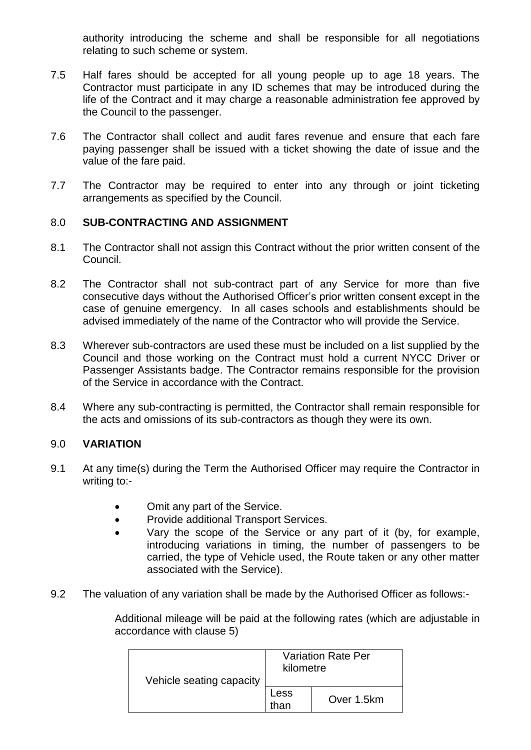authority introducing the scheme and shall be responsible for all negotiations relating to such scheme or system.

7.5 Half fares should be accepted for all young people up to age 18 years. The Contractor must participate in any ID schemes that may be introduced during the life of the Contract and it may charge a reasonable administration fee approved by the Council to the passenger.

7.6 The Contractor shall collect and audit fares revenue and ensure that each fare paying passenger shall be issued with a ticket showing the date of issue and the value of the fare paid.

7.7 The Contractor may be required to enter into any through or joint ticketing arrangements as specified by the Council.

## 8.0 SUB-CONTRACTING AND ASSIGNMENT

8.1 The Contractor shall not assign this Contract without the prior written consent of the Council.

8.2 The Contractor shall not sub-contract part of any Service for more than five consecutive days without the Authorised Officer's prior written consent except in the case of genuine emergency. In all cases schools and establishments should be advised immediately of the name of the Contractor who will provide the Service.

8.3 Wherever sub-contractors are used these must be included on a list supplied by the Council and those working on the Contract must hold a current NYCC Driver or Passenger Assistants badge. The Contractor remains responsible for the provision of the Service in accordance with the Contract.

8.4 Where any sub-contracting is permitted, the Contractor shall remain responsible for the acts and omissions of its sub-contractors as though they were its own.

## 9.0 VARIATION

9.1 At any time(s) during the Term the Authorised Officer may require the Contractor in writing to:-

- Omit any part of the Service.
- Provide additional Transport Services.
- Vary the scope of the Service or any part of it (by, for example, introducing variations in timing, the number of passengers to be carried, the type of Vehicle used, the Route taken or any other matter associated with the Service).

9.2 The valuation of any variation shall be made by the Authorised Officer as follows:-

Additional mileage will be paid at the following rates (which are adjustable in accordance with clause 5)

| Vehicle seating capacity | Variation Rate Per kilometre | |
|---|---|---|
| | Less than | Over 1.5km |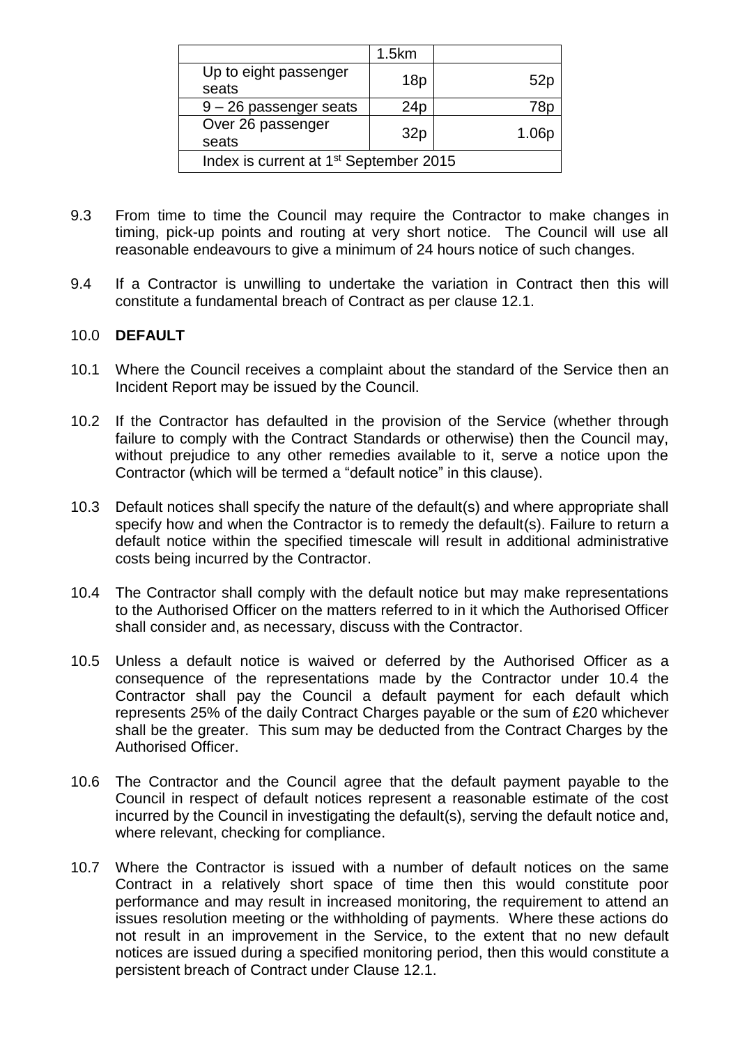| | 1.5km | |
|---|---|---|
| Up to eight passenger seats | 18p | 52p |
| 9 – 26 passenger seats | 24p | 78p |
| Over 26 passenger seats | 32p | 1.06p |
| Index is current at 1st September 2015 | | |

9.3 From time to time the Council may require the Contractor to make changes in timing, pick-up points and routing at very short notice. The Council will use all reasonable endeavours to give a minimum of 24 hours notice of such changes.

9.4 If a Contractor is unwilling to undertake the variation in Contract then this will constitute a fundamental breach of Contract as per clause 12.1.

## 10.0 DEFAULT

10.1 Where the Council receives a complaint about the standard of the Service then an Incident Report may be issued by the Council.

10.2 If the Contractor has defaulted in the provision of the Service (whether through failure to comply with the Contract Standards or otherwise) then the Council may, without prejudice to any other remedies available to it, serve a notice upon the Contractor (which will be termed a "default notice" in this clause).

10.3 Default notices shall specify the nature of the default(s) and where appropriate shall specify how and when the Contractor is to remedy the default(s). Failure to return a default notice within the specified timescale will result in additional administrative costs being incurred by the Contractor.

10.4 The Contractor shall comply with the default notice but may make representations to the Authorised Officer on the matters referred to in it which the Authorised Officer shall consider and, as necessary, discuss with the Contractor.

10.5 Unless a default notice is waived or deferred by the Authorised Officer as a consequence of the representations made by the Contractor under 10.4 the Contractor shall pay the Council a default payment for each default which represents 25% of the daily Contract Charges payable or the sum of £20 whichever shall be the greater. This sum may be deducted from the Contract Charges by the Authorised Officer.

10.6 The Contractor and the Council agree that the default payment payable to the Council in respect of default notices represent a reasonable estimate of the cost incurred by the Council in investigating the default(s), serving the default notice and, where relevant, checking for compliance.

10.7 Where the Contractor is issued with a number of default notices on the same Contract in a relatively short space of time then this would constitute poor performance and may result in increased monitoring, the requirement to attend an issues resolution meeting or the withholding of payments. Where these actions do not result in an improvement in the Service, to the extent that no new default notices are issued during a specified monitoring period, then this would constitute a persistent breach of Contract under Clause 12.1.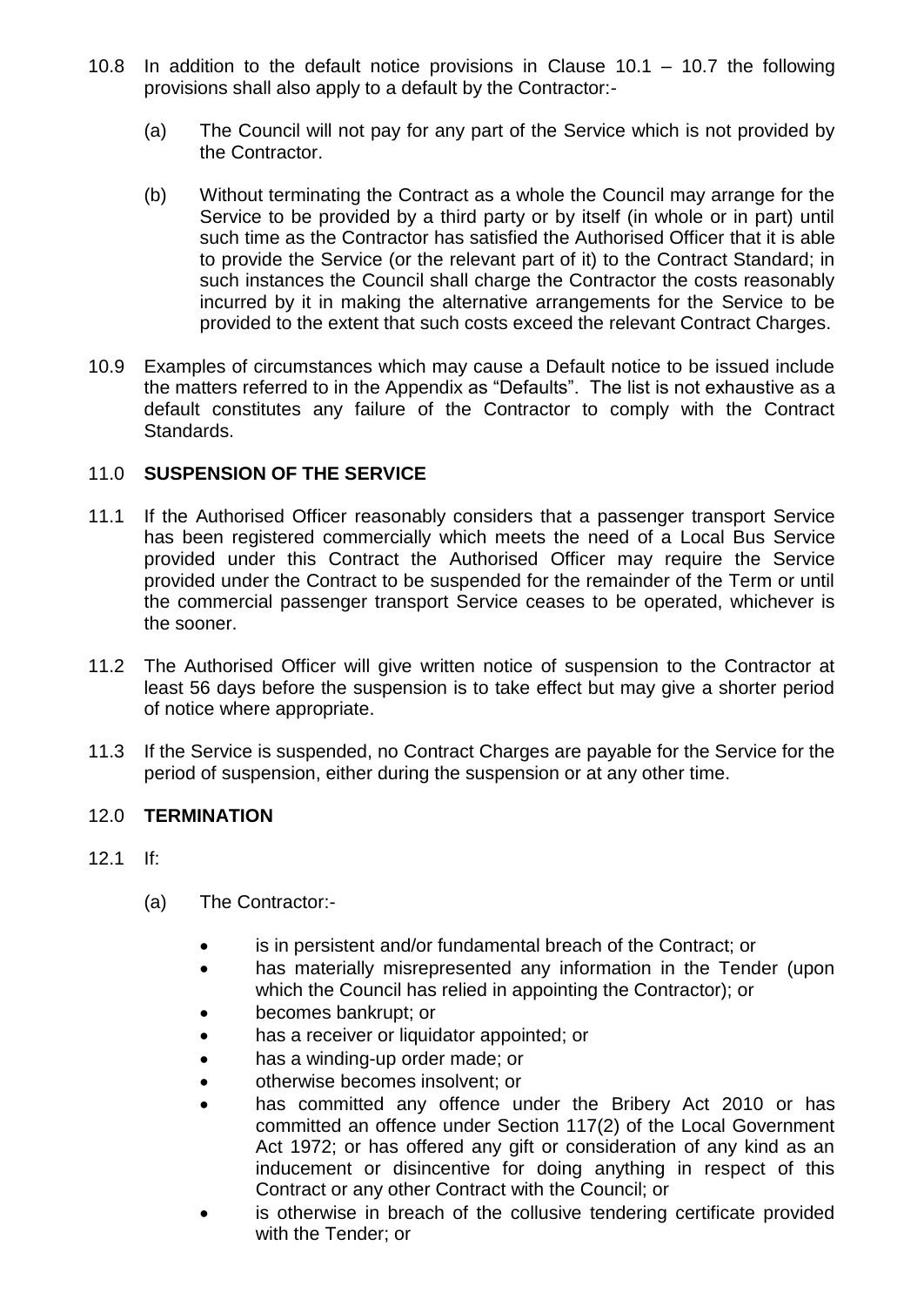10.8 In addition to the default notice provisions in Clause 10.1 – 10.7 the following provisions shall also apply to a default by the Contractor:-

(a) The Council will not pay for any part of the Service which is not provided by the Contractor.

(b) Without terminating the Contract as a whole the Council may arrange for the Service to be provided by a third party or by itself (in whole or in part) until such time as the Contractor has satisfied the Authorised Officer that it is able to provide the Service (or the relevant part of it) to the Contract Standard; in such instances the Council shall charge the Contractor the costs reasonably incurred by it in making the alternative arrangements for the Service to be provided to the extent that such costs exceed the relevant Contract Charges.

10.9 Examples of circumstances which may cause a Default notice to be issued include the matters referred to in the Appendix as "Defaults". The list is not exhaustive as a default constitutes any failure of the Contractor to comply with the Contract Standards.

## 11.0 SUSPENSION OF THE SERVICE

11.1 If the Authorised Officer reasonably considers that a passenger transport Service has been registered commercially which meets the need of a Local Bus Service provided under this Contract the Authorised Officer may require the Service provided under the Contract to be suspended for the remainder of the Term or until the commercial passenger transport Service ceases to be operated, whichever is the sooner.

11.2 The Authorised Officer will give written notice of suspension to the Contractor at least 56 days before the suspension is to take effect but may give a shorter period of notice where appropriate.

11.3 If the Service is suspended, no Contract Charges are payable for the Service for the period of suspension, either during the suspension or at any other time.

## 12.0 TERMINATION

12.1 If:

(a) The Contractor:-

- is in persistent and/or fundamental breach of the Contract; or
- has materially misrepresented any information in the Tender (upon which the Council has relied in appointing the Contractor); or
- becomes bankrupt; or
- has a receiver or liquidator appointed; or
- has a winding-up order made; or
- otherwise becomes insolvent; or
- has committed any offence under the Bribery Act 2010 or has committed an offence under Section 117(2) of the Local Government Act 1972; or has offered any gift or consideration of any kind as an inducement or disincentive for doing anything in respect of this Contract or any other Contract with the Council; or
- is otherwise in breach of the collusive tendering certificate provided with the Tender; or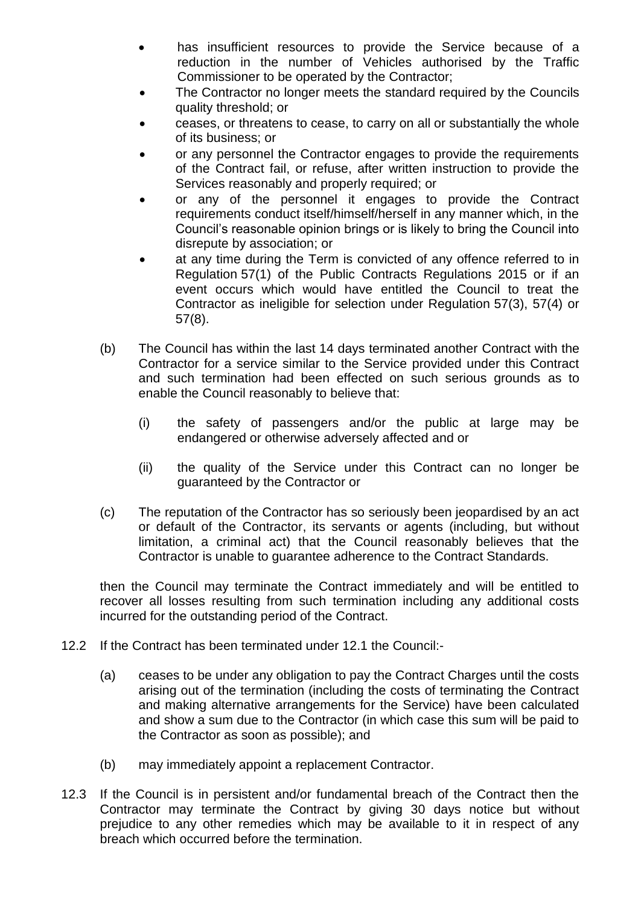- has insufficient resources to provide the Service because of a reduction in the number of Vehicles authorised by the Traffic Commissioner to be operated by the Contractor;
- The Contractor no longer meets the standard required by the Councils quality threshold; or
- ceases, or threatens to cease, to carry on all or substantially the whole of its business; or
- or any personnel the Contractor engages to provide the requirements of the Contract fail, or refuse, after written instruction to provide the Services reasonably and properly required; or
- or any of the personnel it engages to provide the Contract requirements conduct itself/himself/herself in any manner which, in the Council's reasonable opinion brings or is likely to bring the Council into disrepute by association; or
- at any time during the Term is convicted of any offence referred to in Regulation 57(1) of the Public Contracts Regulations 2015 or if an event occurs which would have entitled the Council to treat the Contractor as ineligible for selection under Regulation 57(3), 57(4) or 57(8).

(b) The Council has within the last 14 days terminated another Contract with the Contractor for a service similar to the Service provided under this Contract and such termination had been effected on such serious grounds as to enable the Council reasonably to believe that:

(i) the safety of passengers and/or the public at large may be endangered or otherwise adversely affected and or

(ii) the quality of the Service under this Contract can no longer be guaranteed by the Contractor or

(c) The reputation of the Contractor has so seriously been jeopardised by an act or default of the Contractor, its servants or agents (including, but without limitation, a criminal act) that the Council reasonably believes that the Contractor is unable to guarantee adherence to the Contract Standards.

then the Council may terminate the Contract immediately and will be entitled to recover all losses resulting from such termination including any additional costs incurred for the outstanding period of the Contract.

12.2 If the Contract has been terminated under 12.1 the Council:-

(a) ceases to be under any obligation to pay the Contract Charges until the costs arising out of the termination (including the costs of terminating the Contract and making alternative arrangements for the Service) have been calculated and show a sum due to the Contractor (in which case this sum will be paid to the Contractor as soon as possible); and

(b) may immediately appoint a replacement Contractor.

12.3 If the Council is in persistent and/or fundamental breach of the Contract then the Contractor may terminate the Contract by giving 30 days notice but without prejudice to any other remedies which may be available to it in respect of any breach which occurred before the termination.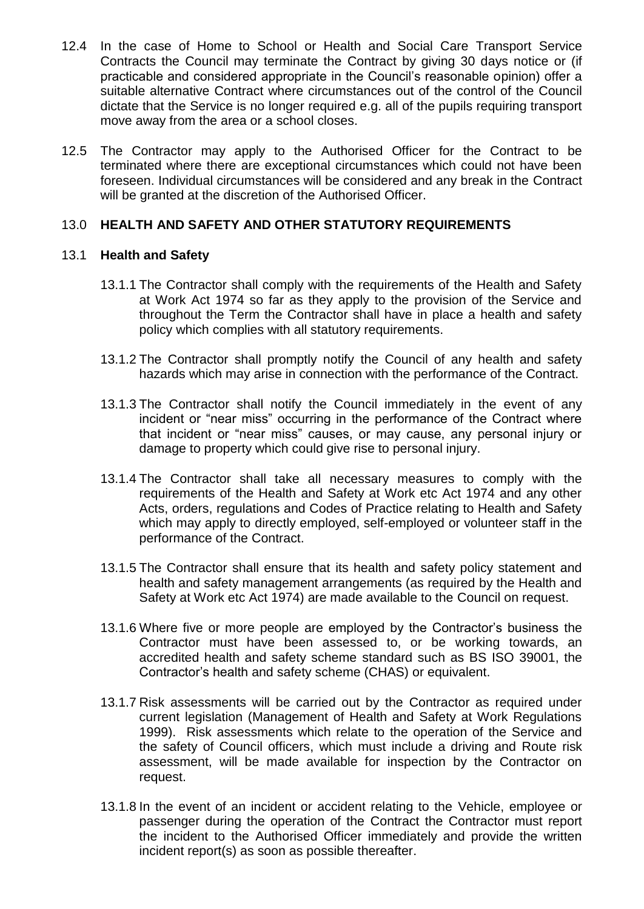12.4 In the case of Home to School or Health and Social Care Transport Service Contracts the Council may terminate the Contract by giving 30 days notice or (if practicable and considered appropriate in the Council's reasonable opinion) offer a suitable alternative Contract where circumstances out of the control of the Council dictate that the Service is no longer required e.g. all of the pupils requiring transport move away from the area or a school closes.

12.5 The Contractor may apply to the Authorised Officer for the Contract to be terminated where there are exceptional circumstances which could not have been foreseen. Individual circumstances will be considered and any break in the Contract will be granted at the discretion of the Authorised Officer.

## 13.0 HEALTH AND SAFETY AND OTHER STATUTORY REQUIREMENTS

### 13.1 Health and Safety

13.1.1 The Contractor shall comply with the requirements of the Health and Safety at Work Act 1974 so far as they apply to the provision of the Service and throughout the Term the Contractor shall have in place a health and safety policy which complies with all statutory requirements.

13.1.2 The Contractor shall promptly notify the Council of any health and safety hazards which may arise in connection with the performance of the Contract.

13.1.3 The Contractor shall notify the Council immediately in the event of any incident or "near miss" occurring in the performance of the Contract where that incident or "near miss" causes, or may cause, any personal injury or damage to property which could give rise to personal injury.

13.1.4 The Contractor shall take all necessary measures to comply with the requirements of the Health and Safety at Work etc Act 1974 and any other Acts, orders, regulations and Codes of Practice relating to Health and Safety which may apply to directly employed, self-employed or volunteer staff in the performance of the Contract.

13.1.5 The Contractor shall ensure that its health and safety policy statement and health and safety management arrangements (as required by the Health and Safety at Work etc Act 1974) are made available to the Council on request.

13.1.6 Where five or more people are employed by the Contractor's business the Contractor must have been assessed to, or be working towards, an accredited health and safety scheme standard such as BS ISO 39001, the Contractor's health and safety scheme (CHAS) or equivalent.

13.1.7 Risk assessments will be carried out by the Contractor as required under current legislation (Management of Health and Safety at Work Regulations 1999). Risk assessments which relate to the operation of the Service and the safety of Council officers, which must include a driving and Route risk assessment, will be made available for inspection by the Contractor on request.

13.1.8 In the event of an incident or accident relating to the Vehicle, employee or passenger during the operation of the Contract the Contractor must report the incident to the Authorised Officer immediately and provide the written incident report(s) as soon as possible thereafter.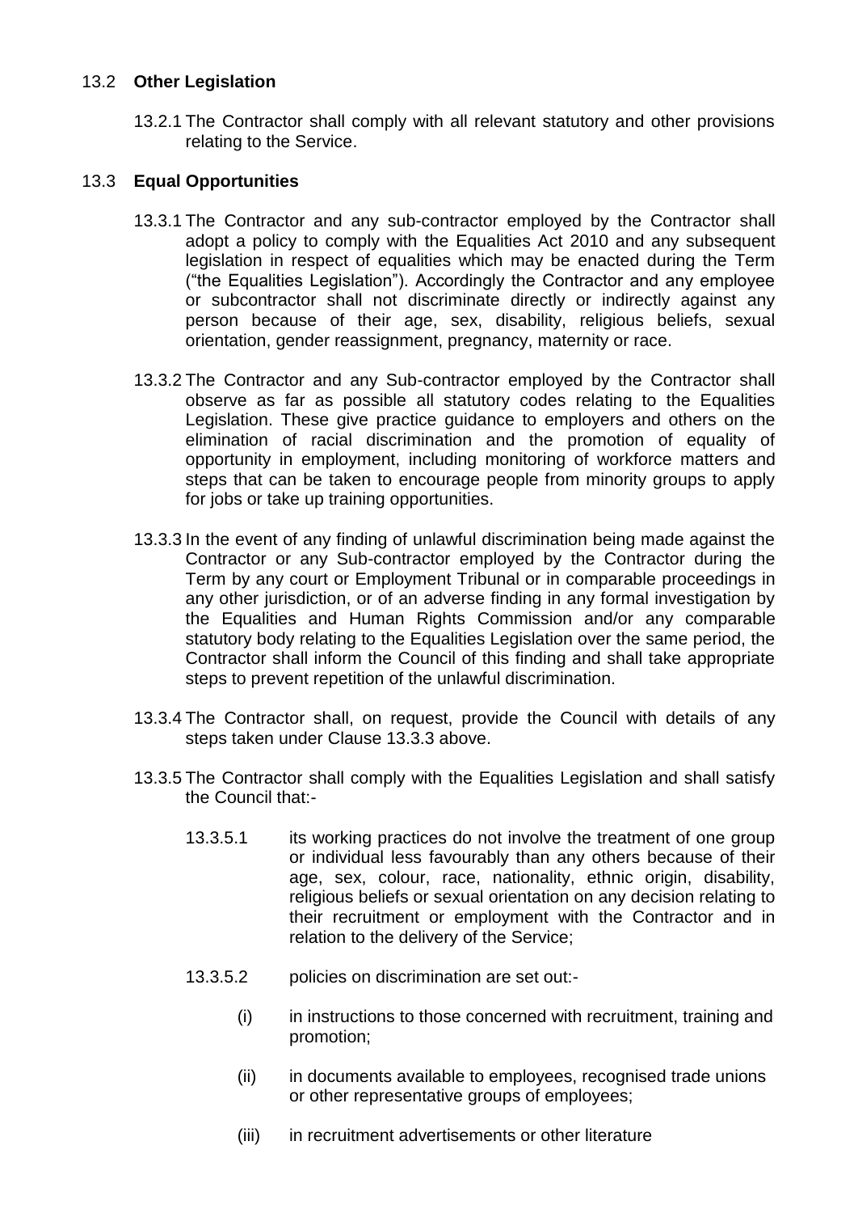### 13.2 **Other Legislation**

13.2.1 The Contractor shall comply with all relevant statutory and other provisions relating to the Service.

### 13.3 **Equal Opportunities**

13.3.1 The Contractor and any sub-contractor employed by the Contractor shall adopt a policy to comply with the Equalities Act 2010 and any subsequent legislation in respect of equalities which may be enacted during the Term ("the Equalities Legislation"). Accordingly the Contractor and any employee or subcontractor shall not discriminate directly or indirectly against any person because of their age, sex, disability, religious beliefs, sexual orientation, gender reassignment, pregnancy, maternity or race.

13.3.2 The Contractor and any Sub-contractor employed by the Contractor shall observe as far as possible all statutory codes relating to the Equalities Legislation. These give practice guidance to employers and others on the elimination of racial discrimination and the promotion of equality of opportunity in employment, including monitoring of workforce matters and steps that can be taken to encourage people from minority groups to apply for jobs or take up training opportunities.

13.3.3 In the event of any finding of unlawful discrimination being made against the Contractor or any Sub-contractor employed by the Contractor during the Term by any court or Employment Tribunal or in comparable proceedings in any other jurisdiction, or of an adverse finding in any formal investigation by the Equalities and Human Rights Commission and/or any comparable statutory body relating to the Equalities Legislation over the same period, the Contractor shall inform the Council of this finding and shall take appropriate steps to prevent repetition of the unlawful discrimination.

13.3.4 The Contractor shall, on request, provide the Council with details of any steps taken under Clause 13.3.3 above.

13.3.5 The Contractor shall comply with the Equalities Legislation and shall satisfy the Council that:-

13.3.5.1 its working practices do not involve the treatment of one group or individual less favourably than any others because of their age, sex, colour, race, nationality, ethnic origin, disability, religious beliefs or sexual orientation on any decision relating to their recruitment or employment with the Contractor and in relation to the delivery of the Service;

13.3.5.2 policies on discrimination are set out:-

(i) in instructions to those concerned with recruitment, training and promotion;

(ii) in documents available to employees, recognised trade unions or other representative groups of employees;

(iii) in recruitment advertisements or other literature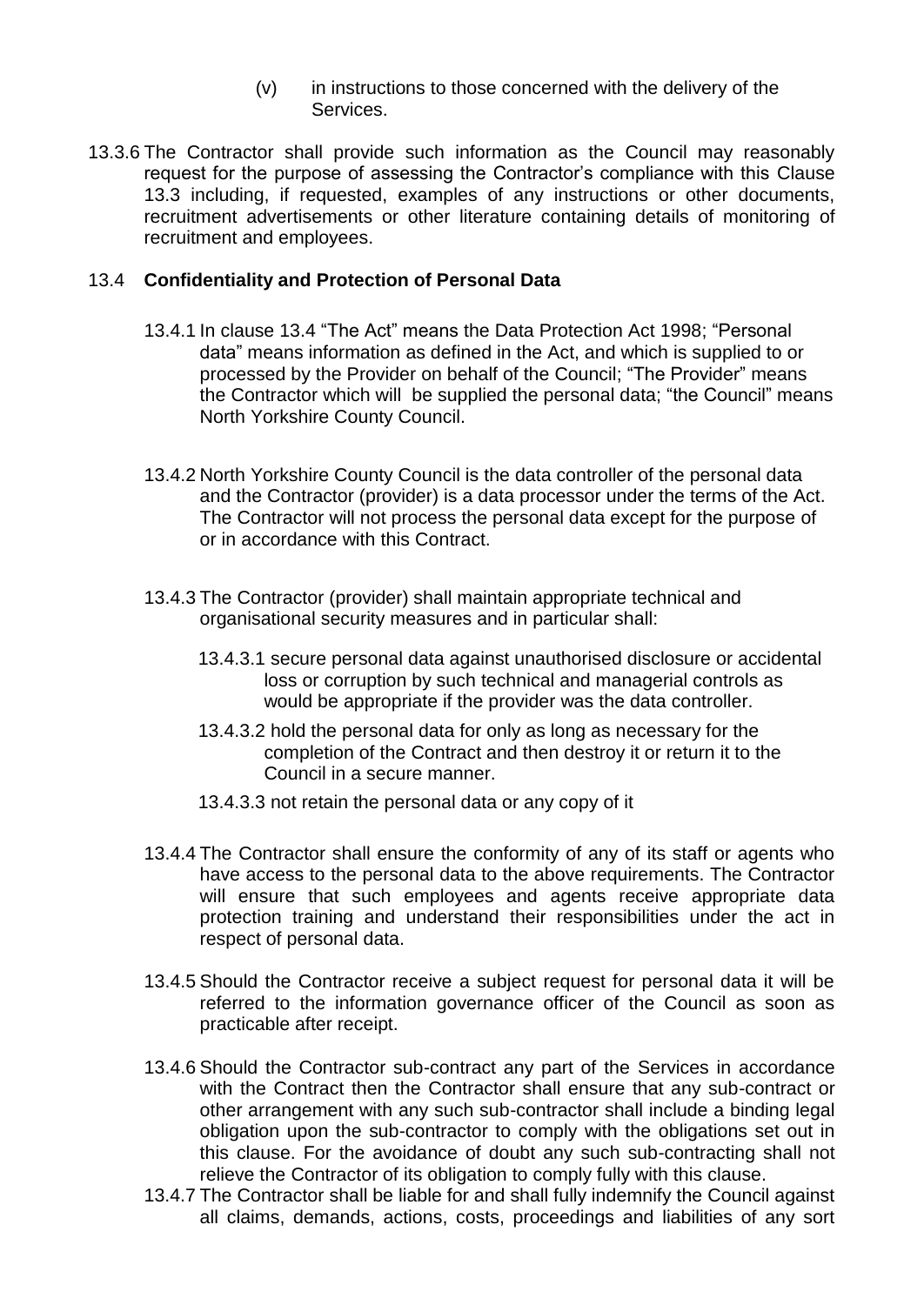(v) in instructions to those concerned with the delivery of the Services.

13.3.6 The Contractor shall provide such information as the Council may reasonably request for the purpose of assessing the Contractor's compliance with this Clause 13.3 including, if requested, examples of any instructions or other documents, recruitment advertisements or other literature containing details of monitoring of recruitment and employees.

13.4 **Confidentiality and Protection of Personal Data**

13.4.1 In clause 13.4 "The Act" means the Data Protection Act 1998; "Personal data" means information as defined in the Act, and which is supplied to or processed by the Provider on behalf of the Council; "The Provider" means the Contractor which will be supplied the personal data; "the Council" means North Yorkshire County Council.

13.4.2 North Yorkshire County Council is the data controller of the personal data and the Contractor (provider) is a data processor under the terms of the Act. The Contractor will not process the personal data except for the purpose of or in accordance with this Contract.

13.4.3 The Contractor (provider) shall maintain appropriate technical and organisational security measures and in particular shall:

13.4.3.1 secure personal data against unauthorised disclosure or accidental loss or corruption by such technical and managerial controls as would be appropriate if the provider was the data controller.

13.4.3.2 hold the personal data for only as long as necessary for the completion of the Contract and then destroy it or return it to the Council in a secure manner.

13.4.3.3 not retain the personal data or any copy of it

13.4.4 The Contractor shall ensure the conformity of any of its staff or agents who have access to the personal data to the above requirements. The Contractor will ensure that such employees and agents receive appropriate data protection training and understand their responsibilities under the act in respect of personal data.

13.4.5 Should the Contractor receive a subject request for personal data it will be referred to the information governance officer of the Council as soon as practicable after receipt.

13.4.6 Should the Contractor sub-contract any part of the Services in accordance with the Contract then the Contractor shall ensure that any sub-contract or other arrangement with any such sub-contractor shall include a binding legal obligation upon the sub-contractor to comply with the obligations set out in this clause. For the avoidance of doubt any such sub-contracting shall not relieve the Contractor of its obligation to comply fully with this clause.

13.4.7 The Contractor shall be liable for and shall fully indemnify the Council against all claims, demands, actions, costs, proceedings and liabilities of any sort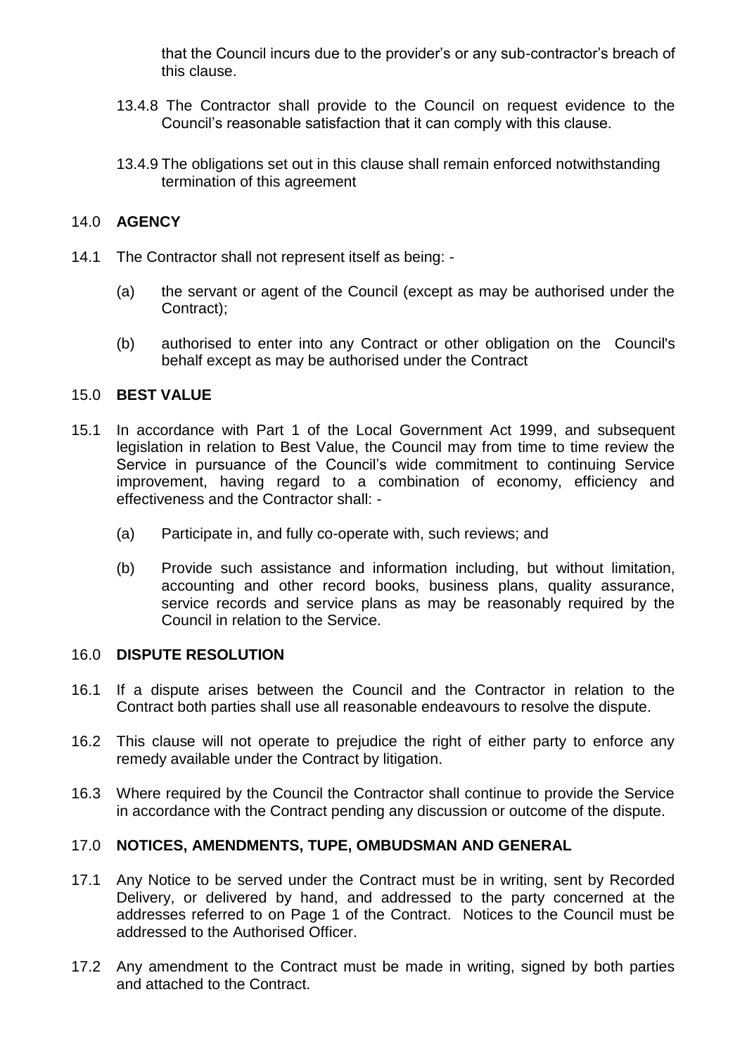that the Council incurs due to the provider's or any sub-contractor's breach of this clause.

13.4.8 The Contractor shall provide to the Council on request evidence to the Council's reasonable satisfaction that it can comply with this clause.

13.4.9 The obligations set out in this clause shall remain enforced notwithstanding termination of this agreement

## 14.0 AGENCY

14.1 The Contractor shall not represent itself as being: -

(a) the servant or agent of the Council (except as may be authorised under the Contract);

(b) authorised to enter into any Contract or other obligation on the Council's behalf except as may be authorised under the Contract

## 15.0 BEST VALUE

15.1 In accordance with Part 1 of the Local Government Act 1999, and subsequent legislation in relation to Best Value, the Council may from time to time review the Service in pursuance of the Council's wide commitment to continuing Service improvement, having regard to a combination of economy, efficiency and effectiveness and the Contractor shall: -

(a) Participate in, and fully co-operate with, such reviews; and

(b) Provide such assistance and information including, but without limitation, accounting and other record books, business plans, quality assurance, service records and service plans as may be reasonably required by the Council in relation to the Service.

## 16.0 DISPUTE RESOLUTION

16.1 If a dispute arises between the Council and the Contractor in relation to the Contract both parties shall use all reasonable endeavours to resolve the dispute.

16.2 This clause will not operate to prejudice the right of either party to enforce any remedy available under the Contract by litigation.

16.3 Where required by the Council the Contractor shall continue to provide the Service in accordance with the Contract pending any discussion or outcome of the dispute.

## 17.0 NOTICES, AMENDMENTS, TUPE, OMBUDSMAN AND GENERAL

17.1 Any Notice to be served under the Contract must be in writing, sent by Recorded Delivery, or delivered by hand, and addressed to the party concerned at the addresses referred to on Page 1 of the Contract. Notices to the Council must be addressed to the Authorised Officer.

17.2 Any amendment to the Contract must be made in writing, signed by both parties and attached to the Contract.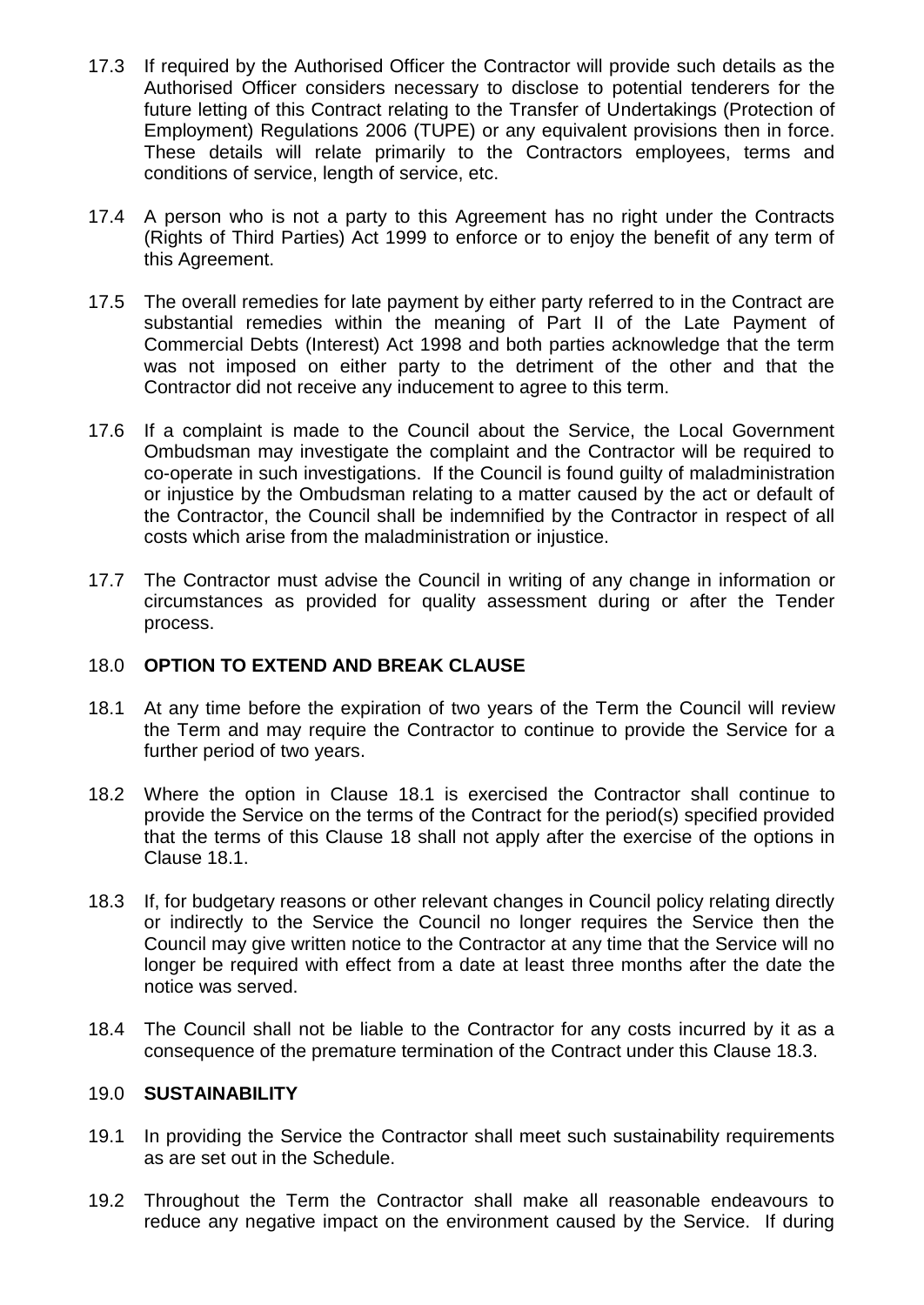17.3 If required by the Authorised Officer the Contractor will provide such details as the Authorised Officer considers necessary to disclose to potential tenderers for the future letting of this Contract relating to the Transfer of Undertakings (Protection of Employment) Regulations 2006 (TUPE) or any equivalent provisions then in force. These details will relate primarily to the Contractors employees, terms and conditions of service, length of service, etc.

17.4 A person who is not a party to this Agreement has no right under the Contracts (Rights of Third Parties) Act 1999 to enforce or to enjoy the benefit of any term of this Agreement.

17.5 The overall remedies for late payment by either party referred to in the Contract are substantial remedies within the meaning of Part II of the Late Payment of Commercial Debts (Interest) Act 1998 and both parties acknowledge that the term was not imposed on either party to the detriment of the other and that the Contractor did not receive any inducement to agree to this term.

17.6 If a complaint is made to the Council about the Service, the Local Government Ombudsman may investigate the complaint and the Contractor will be required to co-operate in such investigations. If the Council is found guilty of maladministration or injustice by the Ombudsman relating to a matter caused by the act or default of the Contractor, the Council shall be indemnified by the Contractor in respect of all costs which arise from the maladministration or injustice.

17.7 The Contractor must advise the Council in writing of any change in information or circumstances as provided for quality assessment during or after the Tender process.

## 18.0 **OPTION TO EXTEND AND BREAK CLAUSE**

18.1 At any time before the expiration of two years of the Term the Council will review the Term and may require the Contractor to continue to provide the Service for a further period of two years.

18.2 Where the option in Clause 18.1 is exercised the Contractor shall continue to provide the Service on the terms of the Contract for the period(s) specified provided that the terms of this Clause 18 shall not apply after the exercise of the options in Clause 18.1.

18.3 If, for budgetary reasons or other relevant changes in Council policy relating directly or indirectly to the Service the Council no longer requires the Service then the Council may give written notice to the Contractor at any time that the Service will no longer be required with effect from a date at least three months after the date the notice was served.

18.4 The Council shall not be liable to the Contractor for any costs incurred by it as a consequence of the premature termination of the Contract under this Clause 18.3.

## 19.0 **SUSTAINABILITY**

19.1 In providing the Service the Contractor shall meet such sustainability requirements as are set out in the Schedule.

19.2 Throughout the Term the Contractor shall make all reasonable endeavours to reduce any negative impact on the environment caused by the Service. If during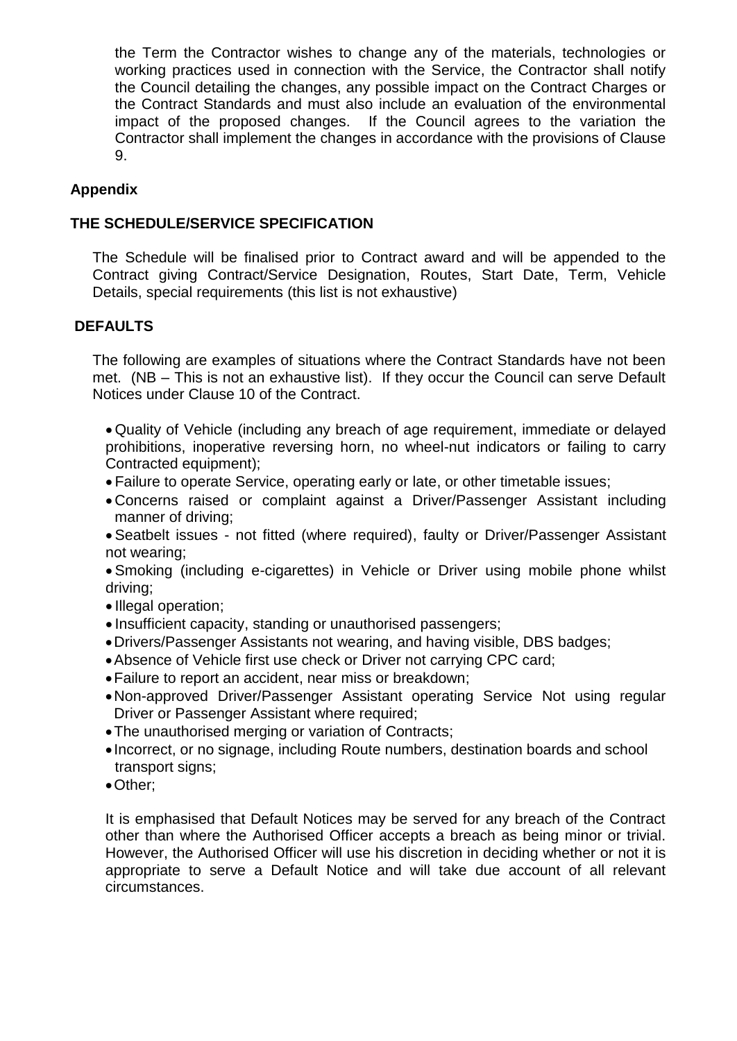the Term the Contractor wishes to change any of the materials, technologies or working practices used in connection with the Service, the Contractor shall notify the Council detailing the changes, any possible impact on the Contract Charges or the Contract Standards and must also include an evaluation of the environmental impact of the proposed changes. If the Council agrees to the variation the Contractor shall implement the changes in accordance with the provisions of Clause 9.

**Appendix**

**THE SCHEDULE/SERVICE SPECIFICATION**

The Schedule will be finalised prior to Contract award and will be appended to the Contract giving Contract/Service Designation, Routes, Start Date, Term, Vehicle Details, special requirements (this list is not exhaustive)

**DEFAULTS**

The following are examples of situations where the Contract Standards have not been met. (NB – This is not an exhaustive list). If they occur the Council can serve Default Notices under Clause 10 of the Contract.

- Quality of Vehicle (including any breach of age requirement, immediate or delayed prohibitions, inoperative reversing horn, no wheel-nut indicators or failing to carry Contracted equipment);
- Failure to operate Service, operating early or late, or other timetable issues;
- Concerns raised or complaint against a Driver/Passenger Assistant including manner of driving;
- Seatbelt issues - not fitted (where required), faulty or Driver/Passenger Assistant not wearing;
- Smoking (including e-cigarettes) in Vehicle or Driver using mobile phone whilst driving;
- Illegal operation;
- Insufficient capacity, standing or unauthorised passengers;
- Drivers/Passenger Assistants not wearing, and having visible, DBS badges;
- Absence of Vehicle first use check or Driver not carrying CPC card;
- Failure to report an accident, near miss or breakdown;
- Non-approved Driver/Passenger Assistant operating Service Not using regular Driver or Passenger Assistant where required;
- The unauthorised merging or variation of Contracts;
- Incorrect, or no signage, including Route numbers, destination boards and school transport signs;
- Other;

It is emphasised that Default Notices may be served for any breach of the Contract other than where the Authorised Officer accepts a breach as being minor or trivial. However, the Authorised Officer will use his discretion in deciding whether or not it is appropriate to serve a Default Notice and will take due account of all relevant circumstances.